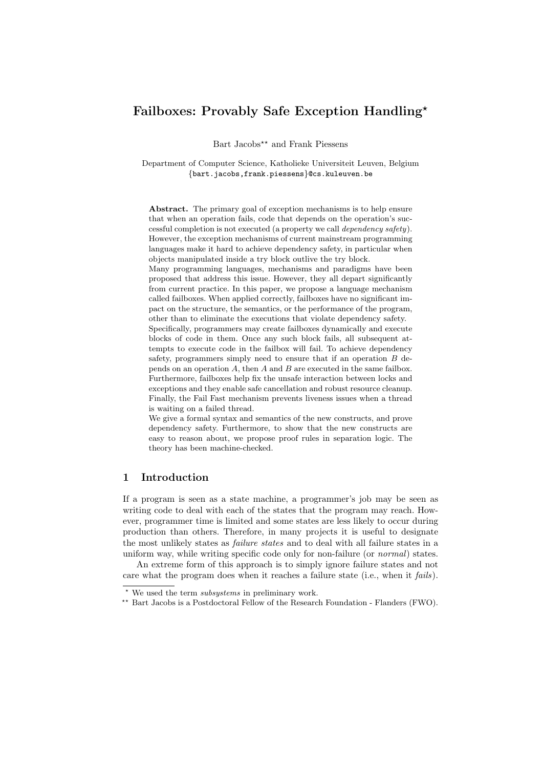# Failboxes: Provably Safe Exception Handling*

Bart Jacobs** and Frank Piessens

Department of Computer Science, Katholieke Universiteit Leuven, Belgium
{bart.jacobs,frank.piessens}@cs.kuleuven.be

**Abstract.** The primary goal of exception mechanisms is to help ensure that when an operation fails, code that depends on the operation's successful completion is not executed (a property we call *dependency safety*). However, the exception mechanisms of current mainstream programming languages make it hard to achieve dependency safety, in particular when objects manipulated inside a try block outlive the try block.
Many programming languages, mechanisms and paradigms have been proposed that address this issue. However, they all depart significantly from current practice. In this paper, we propose a language mechanism called failboxes. When applied correctly, failboxes have no significant impact on the structure, the semantics, or the performance of the program, other than to eliminate the executions that violate dependency safety.
Specifically, programmers may create failboxes dynamically and execute blocks of code in them. Once any such block fails, all subsequent attempts to execute code in the failbox will fail. To achieve dependency safety, programmers simply need to ensure that if an operation $B$ depends on an operation $A$, then $A$ and $B$ are executed in the same failbox. Furthermore, failboxes help fix the unsafe interaction between locks and exceptions and they enable safe cancellation and robust resource cleanup. Finally, the Fail Fast mechanism prevents liveness issues when a thread is waiting on a failed thread.
We give a formal syntax and semantics of the new constructs, and prove dependency safety. Furthermore, to show that the new constructs are easy to reason about, we propose proof rules in separation logic. The theory has been machine-checked.

## 1 Introduction

If a program is seen as a state machine, a programmer's job may be seen as writing code to deal with each of the states that the program may reach. However, programmer time is limited and some states are less likely to occur during production than others. Therefore, in many projects it is useful to designate the most unlikely states as *failure states* and to deal with all failure states in a uniform way, while writing specific code only for non-failure (or *normal*) states.

An extreme form of this approach is to simply ignore failure states and not care what the program does when it reaches a failure state (i.e., when it *fails*).

---

* We used the term *subsystems* in preliminary work.

** Bart Jacobs is a Postdoctoral Fellow of the Research Foundation - Flanders (FWO).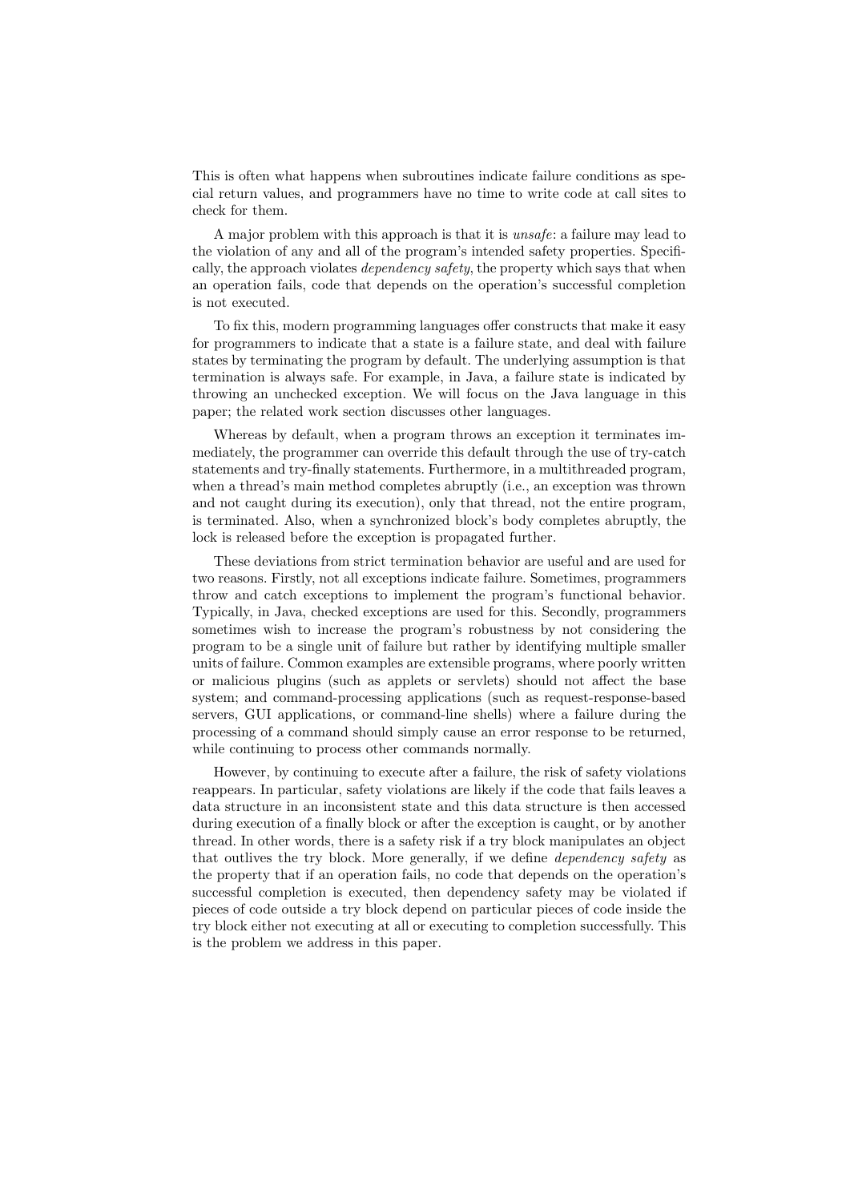This is often what happens when subroutines indicate failure conditions as special return values, and programmers have no time to write code at call sites to check for them.

A major problem with this approach is that it is *unsafe*: a failure may lead to the violation of any and all of the program's intended safety properties. Specifically, the approach violates *dependency safety*, the property which says that when an operation fails, code that depends on the operation's successful completion is not executed.

To fix this, modern programming languages offer constructs that make it easy for programmers to indicate that a state is a failure state, and deal with failure states by terminating the program by default. The underlying assumption is that termination is always safe. For example, in Java, a failure state is indicated by throwing an unchecked exception. We will focus on the Java language in this paper; the related work section discusses other languages.

Whereas by default, when a program throws an exception it terminates immediately, the programmer can override this default through the use of try-catch statements and try-finally statements. Furthermore, in a multithreaded program, when a thread's main method completes abruptly (i.e., an exception was thrown and not caught during its execution), only that thread, not the entire program, is terminated. Also, when a synchronized block's body completes abruptly, the lock is released before the exception is propagated further.

These deviations from strict termination behavior are useful and are used for two reasons. Firstly, not all exceptions indicate failure. Sometimes, programmers throw and catch exceptions to implement the program's functional behavior. Typically, in Java, checked exceptions are used for this. Secondly, programmers sometimes wish to increase the program's robustness by not considering the program to be a single unit of failure but rather by identifying multiple smaller units of failure. Common examples are extensible programs, where poorly written or malicious plugins (such as applets or servlets) should not affect the base system; and command-processing applications (such as request-response-based servers, GUI applications, or command-line shells) where a failure during the processing of a command should simply cause an error response to be returned, while continuing to process other commands normally.

However, by continuing to execute after a failure, the risk of safety violations reappears. In particular, safety violations are likely if the code that fails leaves a data structure in an inconsistent state and this data structure is then accessed during execution of a finally block or after the exception is caught, or by another thread. In other words, there is a safety risk if a try block manipulates an object that outlives the try block. More generally, if we define *dependency safety* as the property that if an operation fails, no code that depends on the operation's successful completion is executed, then dependency safety may be violated if pieces of code outside a try block depend on particular pieces of code inside the try block either not executing at all or executing to completion successfully. This is the problem we address in this paper.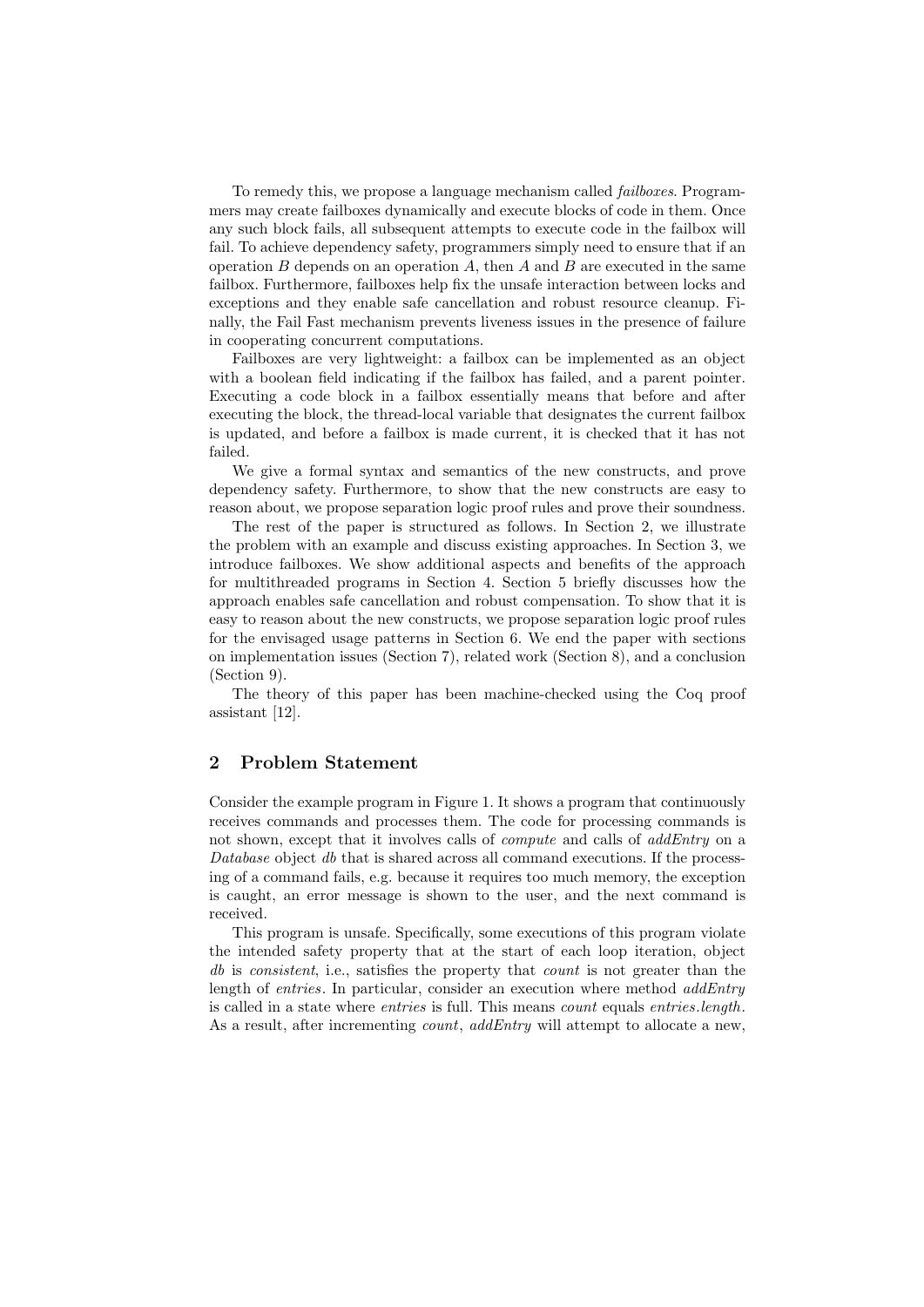To remedy this, we propose a language mechanism called *failboxes*. Programmers may create failboxes dynamically and execute blocks of code in them. Once any such block fails, all subsequent attempts to execute code in the failbox will fail. To achieve dependency safety, programmers simply need to ensure that if an operation $B$ depends on an operation $A$, then $A$ and $B$ are executed in the same failbox. Furthermore, failboxes help fix the unsafe interaction between locks and exceptions and they enable safe cancellation and robust resource cleanup. Finally, the Fail Fast mechanism prevents liveness issues in the presence of failure in cooperating concurrent computations.

Failboxes are very lightweight: a failbox can be implemented as an object with a boolean field indicating if the failbox has failed, and a parent pointer. Executing a code block in a failbox essentially means that before and after executing the block, the thread-local variable that designates the current failbox is updated, and before a failbox is made current, it is checked that it has not failed.

We give a formal syntax and semantics of the new constructs, and prove dependency safety. Furthermore, to show that the new constructs are easy to reason about, we propose separation logic proof rules and prove their soundness.

The rest of the paper is structured as follows. In Section 2, we illustrate the problem with an example and discuss existing approaches. In Section 3, we introduce failboxes. We show additional aspects and benefits of the approach for multithreaded programs in Section 4. Section 5 briefly discusses how the approach enables safe cancellation and robust compensation. To show that it is easy to reason about the new constructs, we propose separation logic proof rules for the envisaged usage patterns in Section 6. We end the paper with sections on implementation issues (Section 7), related work (Section 8), and a conclusion (Section 9).

The theory of this paper has been machine-checked using the Coq proof assistant [12].

## 2 Problem Statement

Consider the example program in Figure 1. It shows a program that continuously receives commands and processes them. The code for processing commands is not shown, except that it involves calls of *compute* and calls of *addEntry* on a *Database* object *db* that is shared across all command executions. If the processing of a command fails, e.g. because it requires too much memory, the exception is caught, an error message is shown to the user, and the next command is received.

This program is unsafe. Specifically, some executions of this program violate the intended safety property that at the start of each loop iteration, object *db* is *consistent*, i.e., satisfies the property that *count* is not greater than the length of *entries*. In particular, consider an execution where method *addEntry* is called in a state where *entries* is full. This means *count* equals *entries.length*. As a result, after incrementing *count*, *addEntry* will attempt to allocate a new,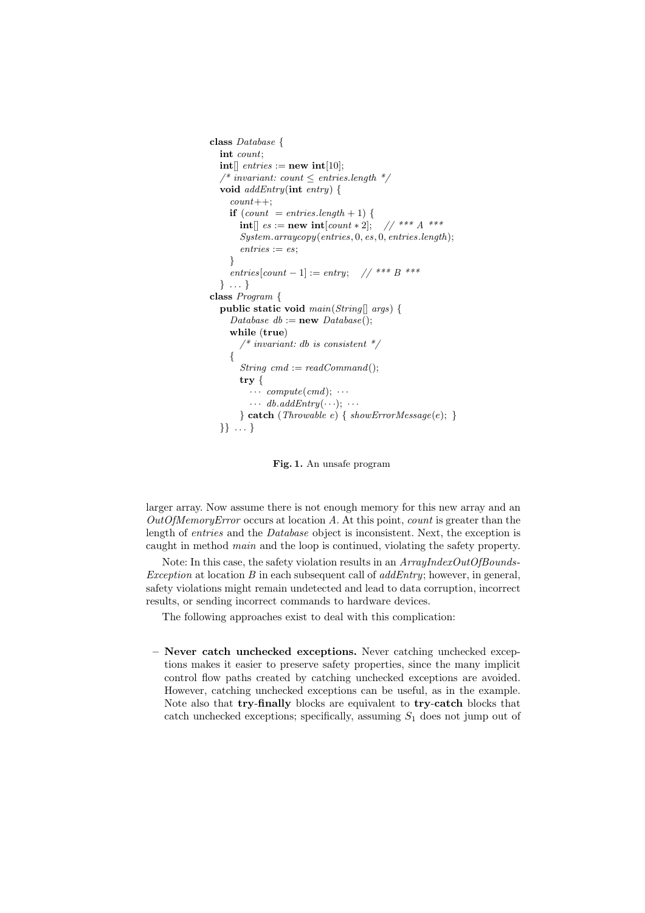```
class Database {
  int count;
  int[] entries := new int[10];
  /* invariant: count ≤ entries.length */
  void addEntry(int entry) {
    count++;
    if (count  = entries.length + 1) {
      int[] es := new int[count * 2];    // *** A ***
      System.arraycopy(entries, 0, es, 0, entries.length);
      entries := es;
    }
    entries[count − 1] := entry;    // *** B ***
  } ... }
class Program {
  public static void main(String[] args) {
    Database db := new Database();
    while (true)
      /* invariant: db is consistent */
    {
      String cmd := readCommand();
      try {
        ··· compute(cmd); ···
        ··· db.addEntry(···); ···
      } catch (Throwable e) { showErrorMessage(e); }
  }} ... }
```

**Fig. 1.** An unsafe program

larger array. Now assume there is not enough memory for this new array and an *OutOfMemoryError* occurs at location *A*. At this point, *count* is greater than the length of *entries* and the *Database* object is inconsistent. Next, the exception is caught in method *main* and the loop is continued, violating the safety property.

Note: In this case, the safety violation results in an *ArrayIndexOutOfBoundsException* at location *B* in each subsequent call of *addEntry*; however, in general, safety violations might remain undetected and lead to data corruption, incorrect results, or sending incorrect commands to hardware devices.

The following approaches exist to deal with this complication:

- **Never catch unchecked exceptions.** Never catching unchecked exceptions makes it easier to preserve safety properties, since the many implicit control flow paths created by catching unchecked exceptions are avoided. However, catching unchecked exceptions can be useful, as in the example. Note also that **try**-**finally** blocks are equivalent to **try**-**catch** blocks that catch unchecked exceptions; specifically, assuming $S_1$ does not jump out of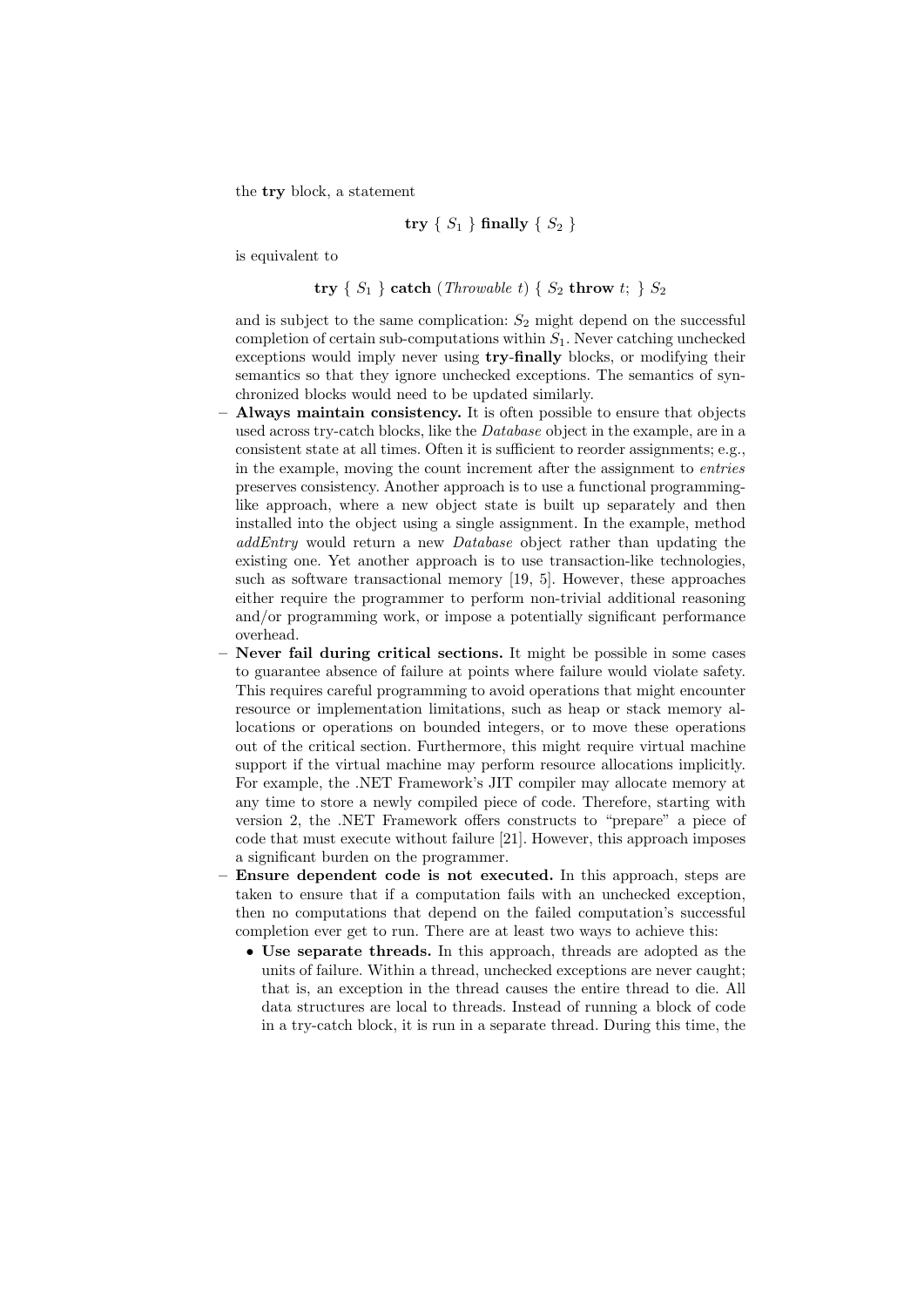the **try** block, a statement

$$\textbf{try}\ \{\ S_1\ \}\ \textbf{finally}\ \{\ S_2\ \}$$

is equivalent to

$$\textbf{try}\ \{\ S_1\ \}\ \textbf{catch}\ (\textit{Throwable}\ t)\ \{\ S_2\ \textbf{throw}\ t;\ \}\ S_2$$

and is subject to the same complication: $S_2$ might depend on the successful completion of certain sub-computations within $S_1$. Never catching unchecked exceptions would imply never using **try**-**finally** blocks, or modifying their semantics so that they ignore unchecked exceptions. The semantics of synchronized blocks would need to be updated similarly.

- **Always maintain consistency.** It is often possible to ensure that objects used across try-catch blocks, like the *Database* object in the example, are in a consistent state at all times. Often it is sufficient to reorder assignments; e.g., in the example, moving the count increment after the assignment to *entries* preserves consistency. Another approach is to use a functional programming-like approach, where a new object state is built up separately and then installed into the object using a single assignment. In the example, method *addEntry* would return a new *Database* object rather than updating the existing one. Yet another approach is to use transaction-like technologies, such as software transactional memory [19, 5]. However, these approaches either require the programmer to perform non-trivial additional reasoning and/or programming work, or impose a potentially significant performance overhead.
- **Never fail during critical sections.** It might be possible in some cases to guarantee absence of failure at points where failure would violate safety. This requires careful programming to avoid operations that might encounter resource or implementation limitations, such as heap or stack memory allocations or operations on bounded integers, or to move these operations out of the critical section. Furthermore, this might require virtual machine support if the virtual machine may perform resource allocations implicitly. For example, the .NET Framework's JIT compiler may allocate memory at any time to store a newly compiled piece of code. Therefore, starting with version 2, the .NET Framework offers constructs to "prepare" a piece of code that must execute without failure [21]. However, this approach imposes a significant burden on the programmer.
- **Ensure dependent code is not executed.** In this approach, steps are taken to ensure that if a computation fails with an unchecked exception, then no computations that depend on the failed computation's successful completion ever get to run. There are at least two ways to achieve this:
  - **Use separate threads.** In this approach, threads are adopted as the units of failure. Within a thread, unchecked exceptions are never caught; that is, an exception in the thread causes the entire thread to die. All data structures are local to threads. Instead of running a block of code in a try-catch block, it is run in a separate thread. During this time, the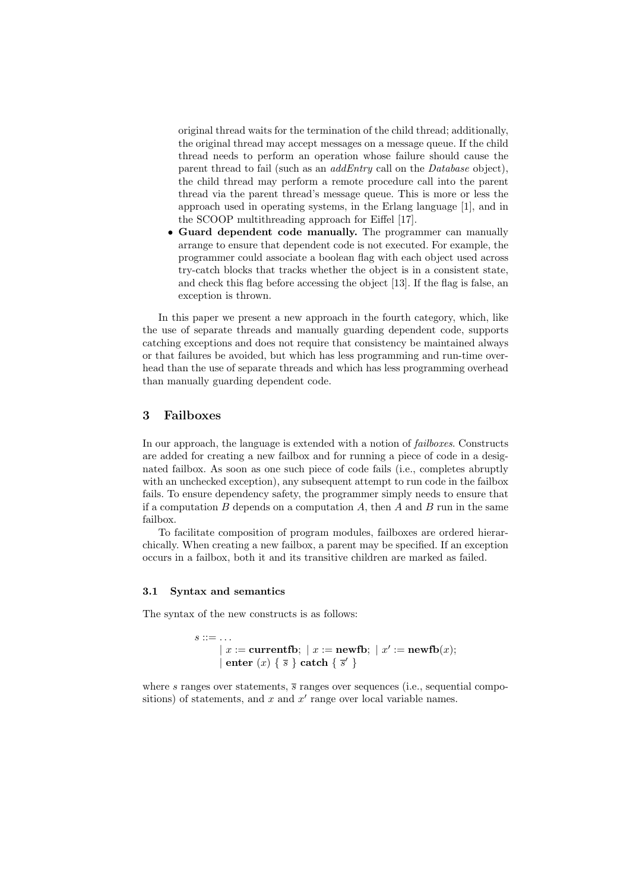original thread waits for the termination of the child thread; additionally, the original thread may accept messages on a message queue. If the child thread needs to perform an operation whose failure should cause the parent thread to fail (such as an *addEntry* call on the *Database* object), the child thread may perform a remote procedure call into the parent thread via the parent thread's message queue. This is more or less the approach used in operating systems, in the Erlang language [1], and in the SCOOP multithreading approach for Eiffel [17].

- **Guard dependent code manually.** The programmer can manually arrange to ensure that dependent code is not executed. For example, the programmer could associate a boolean flag with each object used across try-catch blocks that tracks whether the object is in a consistent state, and check this flag before accessing the object [13]. If the flag is false, an exception is thrown.

In this paper we present a new approach in the fourth category, which, like the use of separate threads and manually guarding dependent code, supports catching exceptions and does not require that consistency be maintained always or that failures be avoided, but which has less programming and run-time overhead than the use of separate threads and which has less programming overhead than manually guarding dependent code.

## 3 Failboxes

In our approach, the language is extended with a notion of *failboxes*. Constructs are added for creating a new failbox and for running a piece of code in a designated failbox. As soon as one such piece of code fails (i.e., completes abruptly with an unchecked exception), any subsequent attempt to run code in the failbox fails. To ensure dependency safety, the programmer simply needs to ensure that if a computation $B$ depends on a computation $A$, then $A$ and $B$ run in the same failbox.

To facilitate composition of program modules, failboxes are ordered hierarchically. When creating a new failbox, a parent may be specified. If an exception occurs in a failbox, both it and its transitive children are marked as failed.

### 3.1 Syntax and semantics

The syntax of the new constructs is as follows:

$$
\begin{array}{l}
s ::= \ldots \\
\quad \mid x := \textbf{currentfb};\ \mid x := \textbf{newfb};\ \mid x' := \textbf{newfb}(x); \\
\quad \mid \textbf{enter}\ (x)\ \{\ \overline{s}\ \}\ \textbf{catch}\ \{\ \overline{s}'\ \}
\end{array}
$$

where $s$ ranges over statements, $\overline{s}$ ranges over sequences (i.e., sequential compositions) of statements, and $x$ and $x'$ range over local variable names.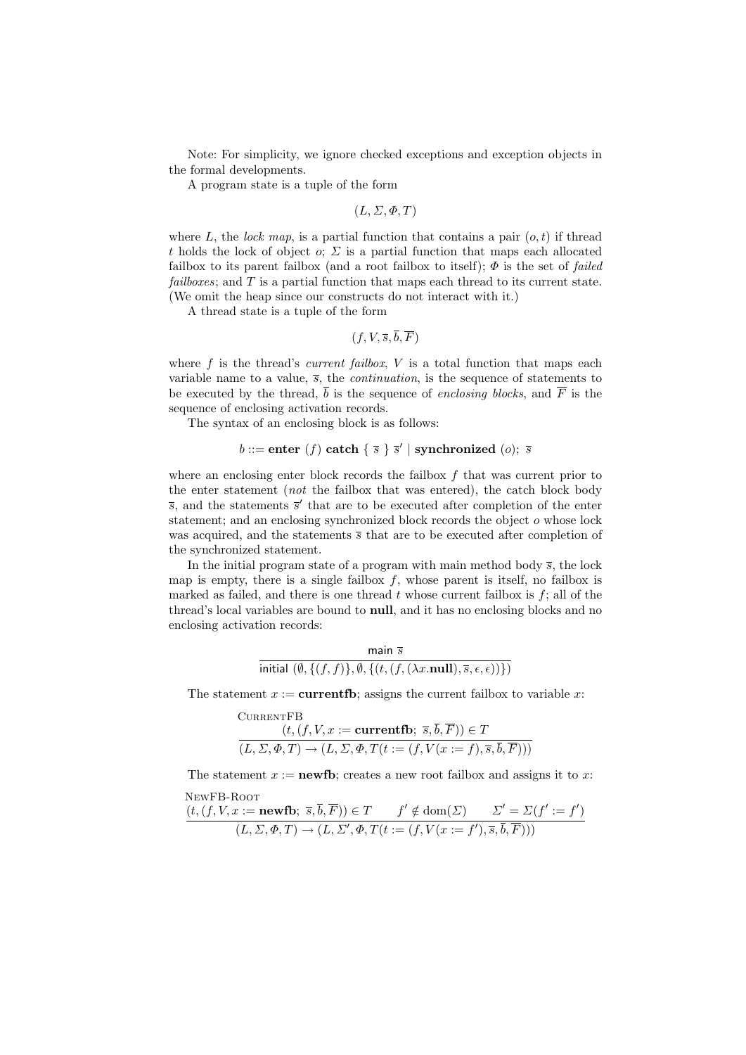Note: For simplicity, we ignore checked exceptions and exception objects in the formal developments.

A program state is a tuple of the form

$$(L, \Sigma, \Phi, T)$$

where $L$, the *lock map*, is a partial function that contains a pair $(o, t)$ if thread $t$ holds the lock of object $o$; $\Sigma$ is a partial function that maps each allocated failbox to its parent failbox (and a root failbox to itself); $\Phi$ is the set of *failed failboxes*; and $T$ is a partial function that maps each thread to its current state. (We omit the heap since our constructs do not interact with it.)

A thread state is a tuple of the form

$$(f, V, \overline{s}, \overline{b}, \overline{F})$$

where $f$ is the thread's *current failbox*, $V$ is a total function that maps each variable name to a value, $\overline{s}$, the *continuation*, is the sequence of statements to be executed by the thread, $\overline{b}$ is the sequence of *enclosing blocks*, and $\overline{F}$ is the sequence of enclosing activation records.

The syntax of an enclosing block is as follows:

$$b ::= \textbf{enter}\ (f)\ \textbf{catch}\ \{\ \overline{s}\ \}\ \overline{s}' \mid \textbf{synchronized}\ (o);\ \overline{s}$$

where an enclosing enter block records the failbox $f$ that was current prior to the enter statement (*not* the failbox that was entered), the catch block body $\overline{s}$, and the statements $\overline{s}'$ that are to be executed after completion of the enter statement; and an enclosing synchronized block records the object $o$ whose lock was acquired, and the statements $\overline{s}$ that are to be executed after completion of the synchronized statement.

In the initial program state of a program with main method body $\overline{s}$, the lock map is empty, there is a single failbox $f$, whose parent is itself, no failbox is marked as failed, and there is one thread $t$ whose current failbox is $f$; all of the thread's local variables are bound to **null**, and it has no enclosing blocks and no enclosing activation records:

$$\frac{\mathsf{main}\ \overline{s}}{\mathsf{initial}\ (\emptyset, \{(f, f)\}, \emptyset, \{(t, (f, (\lambda x.\textbf{null}), \overline{s}, \epsilon, \epsilon))\})}$$

The statement $x := \textbf{currentfb}$; assigns the current failbox to variable $x$:

$$\textsc{CurrentFB}\quad \frac{(t, (f, V, x := \textbf{currentfb};\ \overline{s}, \overline{b}, \overline{F})) \in T}{(L, \Sigma, \Phi, T) \rightarrow (L, \Sigma, \Phi, T(t := (f, V(x := f), \overline{s}, \overline{b}, \overline{F})))}$$

The statement $x := \textbf{newfb}$; creates a new root failbox and assigns it to $x$:

$$\textsc{NewFB-Root}\quad \frac{(t, (f, V, x := \textbf{newfb};\ \overline{s}, \overline{b}, \overline{F})) \in T \qquad f' \notin \mathrm{dom}(\Sigma) \qquad \Sigma' = \Sigma(f' := f')}{(L, \Sigma, \Phi, T) \rightarrow (L, \Sigma', \Phi, T(t := (f, V(x := f'), \overline{s}, \overline{b}, \overline{F})))}$$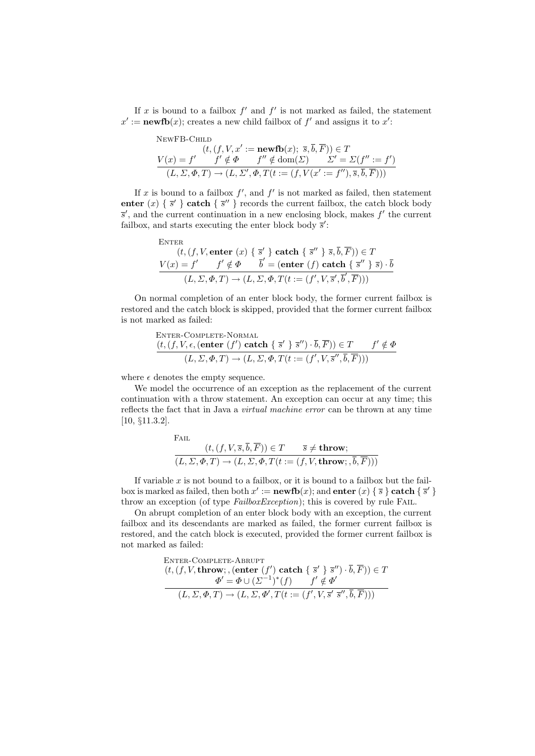If $x$ is bound to a failbox $f'$ and $f'$ is not marked as failed, the statement $x' := \mathbf{newfb}(x);$ creates a new child failbox of $f'$ and assigns it to $x'$:

$$\textsc{NewFB-Child}\quad \frac{\begin{array}{c}(t, (f, V, x' := \mathbf{newfb}(x);\ \overline{s}, \overline{b}, \overline{F})) \in T \\ V(x) = f' \qquad f' \notin \Phi \qquad f'' \notin \mathrm{dom}(\Sigma) \qquad \Sigma' = \Sigma(f'' := f')\end{array}}{(L, \Sigma, \Phi, T) \rightarrow (L, \Sigma', \Phi, T(t := (f, V(x' := f''), \overline{s}, \overline{b}, \overline{F})))}$$

If $x$ is bound to a failbox $f'$, and $f'$ is not marked as failed, then statement $\mathbf{enter}\ (x)\ \{\ \overline{s}'\ \}\ \mathbf{catch}\ \{\ \overline{s}''\ \}$ records the current failbox, the catch block body $\overline{s}'$, and the current continuation in a new enclosing block, makes $f'$ the current failbox, and starts executing the enter block body $\overline{s}'$:

$$\textsc{Enter}\quad \frac{\begin{array}{c}(t, (f, V, \mathbf{enter}\ (x)\ \{\ \overline{s}'\ \}\ \mathbf{catch}\ \{\ \overline{s}''\ \}\ \overline{s}, \overline{b}, \overline{F})) \in T \\ V(x) = f' \qquad f' \notin \Phi \qquad \overline{b}' = (\mathbf{enter}\ (f)\ \mathbf{catch}\ \{\ \overline{s}''\ \}\ \overline{s}) \cdot \overline{b}\end{array}}{(L, \Sigma, \Phi, T) \rightarrow (L, \Sigma, \Phi, T(t := (f', V, \overline{s}', \overline{b}', \overline{F})))}$$

On normal completion of an enter block body, the former current failbox is restored and the catch block is skipped, provided that the former current failbox is not marked as failed:

$$\textsc{Enter-Complete-Normal}\quad \frac{(t, (f, V, \epsilon, (\mathbf{enter}\ (f')\ \mathbf{catch}\ \{\ \overline{s}'\ \}\ \overline{s}'') \cdot \overline{b}, \overline{F})) \in T \qquad f' \notin \Phi}{(L, \Sigma, \Phi, T) \rightarrow (L, \Sigma, \Phi, T(t := (f', V, \overline{s}'', \overline{b}, \overline{F})))}$$

where $\epsilon$ denotes the empty sequence.

We model the occurrence of an exception as the replacement of the current continuation with a throw statement. An exception can occur at any time; this reflects the fact that in Java a *virtual machine error* can be thrown at any time [10, §11.3.2].

$$\textsc{Fail}\quad \frac{(t, (f, V, \overline{s}, \overline{b}, \overline{F})) \in T \qquad \overline{s} \neq \mathbf{throw};}{(L, \Sigma, \Phi, T) \rightarrow (L, \Sigma, \Phi, T(t := (f, V, \mathbf{throw};, \overline{b}, \overline{F})))}$$

If variable $x$ is not bound to a failbox, or it is bound to a failbox but the failbox is marked as failed, then both $x' := \mathbf{newfb}(x);$ and $\mathbf{enter}\ (x)\ \{\ \overline{s}\ \}\ \mathbf{catch}\ \{\ \overline{s}'\ \}$ throw an exception (of type *FailboxException*); this is covered by rule Fail.

On abrupt completion of an enter block body with an exception, the current failbox and its descendants are marked as failed, the former current failbox is restored, and the catch block is executed, provided the former current failbox is not marked as failed:

$$\textsc{Enter-Complete-Abrupt}\quad \frac{\begin{array}{c}(t, (f, V, \mathbf{throw};, (\mathbf{enter}\ (f')\ \mathbf{catch}\ \{\ \overline{s}'\ \}\ \overline{s}'') \cdot \overline{b}, \overline{F})) \in T \\ \Phi' = \Phi \cup (\Sigma^{-1})^*(f) \qquad f' \notin \Phi'\end{array}}{(L, \Sigma, \Phi, T) \rightarrow (L, \Sigma, \Phi', T(t := (f', V, \overline{s}'\ \overline{s}'', \overline{b}, \overline{F})))}$$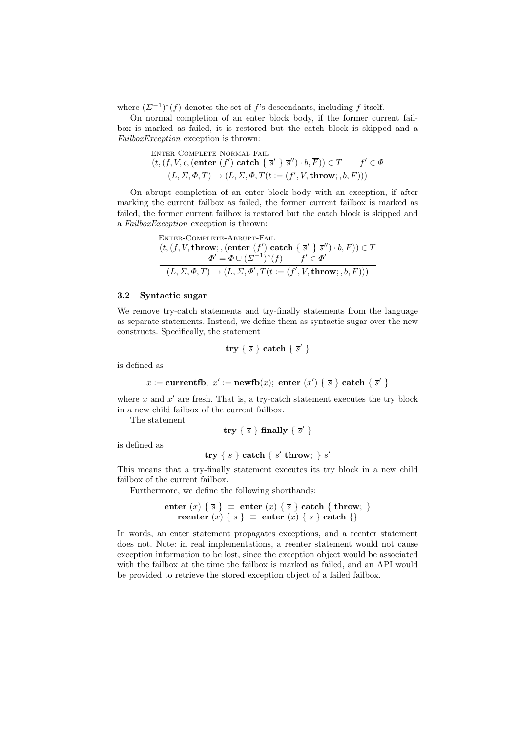where $(\Sigma^{-1})^*(f)$ denotes the set of $f$'s descendants, including $f$ itself.

On normal completion of an enter block body, if the former current failbox is marked as failed, it is restored but the catch block is skipped and a *FailboxException* exception is thrown:

$$\frac{\textsc{Enter-Complete-Normal-Fail} \quad (t, (f, V, \epsilon, (\textbf{enter } (f') \textbf{ catch } \{ \ \overline{s}' \ \} \ \overline{s}'') \cdot \overline{b}, \overline{F})) \in T \qquad f' \in \Phi}{(L, \Sigma, \Phi, T) \rightarrow (L, \Sigma, \Phi, T(t := (f', V, \textbf{throw};, \overline{b}, \overline{F})))}$$

On abrupt completion of an enter block body with an exception, if after marking the current failbox as failed, the former current failbox is marked as failed, the former current failbox is restored but the catch block is skipped and a *FailboxException* exception is thrown:

$$\frac{\textsc{Enter-Complete-Abrupt-Fail} \quad (t, (f, V, \textbf{throw};, (\textbf{enter } (f') \textbf{ catch } \{ \ \overline{s}' \ \} \ \overline{s}'') \cdot \overline{b}, \overline{F})) \in T \quad \Phi' = \Phi \cup (\Sigma^{-1})^*(f) \qquad f' \in \Phi'}{(L, \Sigma, \Phi, T) \rightarrow (L, \Sigma, \Phi', T(t := (f', V, \textbf{throw};, \overline{b}, \overline{F})))}$$

### 3.2 Syntactic sugar

We remove try-catch statements and try-finally statements from the language as separate statements. Instead, we define them as syntactic sugar over the new constructs. Specifically, the statement

$$\textbf{try } \{ \ \overline{s} \ \} \textbf{ catch } \{ \ \overline{s}' \ \}$$

is defined as

$$x := \textbf{currentfb}; \ x' := \textbf{newfb}(x); \ \textbf{enter } (x') \ \{ \ \overline{s} \ \} \textbf{ catch } \{ \ \overline{s}' \ \}$$

where $x$ and $x'$ are fresh. That is, a try-catch statement executes the try block in a new child failbox of the current failbox.

The statement

$$\textbf{try } \{ \ \overline{s} \ \} \textbf{ finally } \{ \ \overline{s}' \ \}$$

is defined as

$$\textbf{try } \{ \ \overline{s} \ \} \textbf{ catch } \{ \ \overline{s}' \ \textbf{throw}; \ \} \ \overline{s}'$$

This means that a try-finally statement executes its try block in a new child failbox of the current failbox.

Furthermore, we define the following shorthands:

$$\begin{aligned} \textbf{enter } (x) \ \{ \ \overline{s} \ \} \ &\equiv \ \textbf{enter } (x) \ \{ \ \overline{s} \ \} \textbf{ catch } \{ \ \textbf{throw}; \ \} \\ \textbf{reenter } (x) \ \{ \ \overline{s} \ \} \ &\equiv \ \textbf{enter } (x) \ \{ \ \overline{s} \ \} \textbf{ catch } \{\} \end{aligned}$$

In words, an enter statement propagates exceptions, and a reenter statement does not. Note: in real implementations, a reenter statement would not cause exception information to be lost, since the exception object would be associated with the failbox at the time the failbox is marked as failed, and an API would be provided to retrieve the stored exception object of a failed failbox.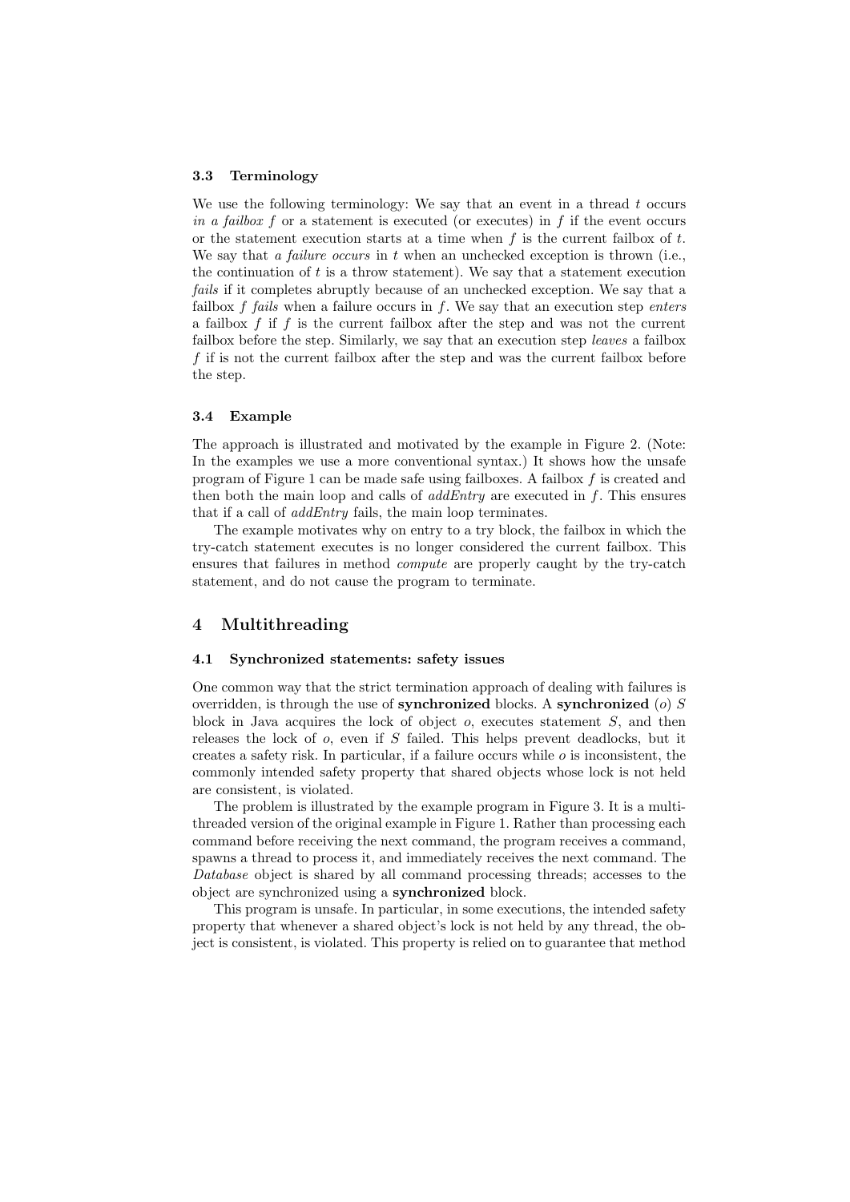### 3.3 Terminology

We use the following terminology: We say that an event in a thread $t$ occurs *in a failbox* $f$ or a statement is executed (or executes) in $f$ if the event occurs or the statement execution starts at a time when $f$ is the current failbox of $t$. We say that *a failure occurs* in $t$ when an unchecked exception is thrown (i.e., the continuation of $t$ is a throw statement). We say that a statement execution *fails* if it completes abruptly because of an unchecked exception. We say that a failbox $f$ *fails* when a failure occurs in $f$. We say that an execution step *enters* a failbox $f$ if $f$ is the current failbox after the step and was not the current failbox before the step. Similarly, we say that an execution step *leaves* a failbox $f$ if is not the current failbox after the step and was the current failbox before the step.

### 3.4 Example

The approach is illustrated and motivated by the example in Figure 2. (Note: In the examples we use a more conventional syntax.) It shows how the unsafe program of Figure 1 can be made safe using failboxes. A failbox $f$ is created and then both the main loop and calls of *addEntry* are executed in $f$. This ensures that if a call of *addEntry* fails, the main loop terminates.

The example motivates why on entry to a try block, the failbox in which the try-catch statement executes is no longer considered the current failbox. This ensures that failures in method *compute* are properly caught by the try-catch statement, and do not cause the program to terminate.

## 4 Multithreading

### 4.1 Synchronized statements: safety issues

One common way that the strict termination approach of dealing with failures is overridden, is through the use of **synchronized** blocks. A **synchronized** ($o$) $S$ block in Java acquires the lock of object $o$, executes statement $S$, and then releases the lock of $o$, even if $S$ failed. This helps prevent deadlocks, but it creates a safety risk. In particular, if a failure occurs while $o$ is inconsistent, the commonly intended safety property that shared objects whose lock is not held are consistent, is violated.

The problem is illustrated by the example program in Figure 3. It is a multithreaded version of the original example in Figure 1. Rather than processing each command before receiving the next command, the program receives a command, spawns a thread to process it, and immediately receives the next command. The *Database* object is shared by all command processing threads; accesses to the object are synchronized using a **synchronized** block.

This program is unsafe. In particular, in some executions, the intended safety property that whenever a shared object's lock is not held by any thread, the object is consistent, is violated. This property is relied on to guarantee that method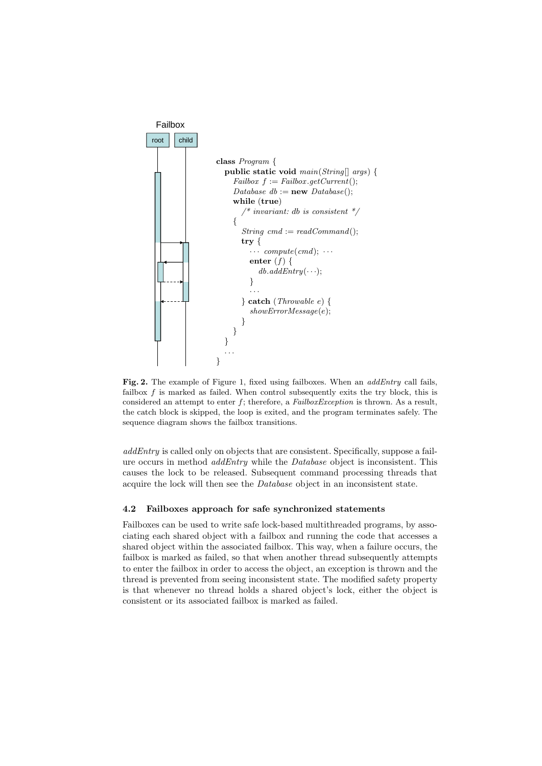Failbox

root | child

```
class Program {
  public static void main(String[] args) {
    Failbox f := Failbox.getCurrent();
    Database db := new Database();
    while (true)
      /* invariant: db is consistent */
    {
      String cmd := readCommand();
      try {
        ··· compute(cmd); ···
        enter (f) {
          db.addEntry(···);
        }
        ···
      } catch (Throwable e) {
        showErrorMessage(e);
      }
    }
  }
  ···
}
```

**Fig. 2.** The example of Figure 1, fixed using failboxes. When an *addEntry* call fails, failbox *f* is marked as failed. When control subsequently exits the try block, this is considered an attempt to enter *f*; therefore, a *FailboxException* is thrown. As a result, the catch block is skipped, the loop is exited, and the program terminates safely. The sequence diagram shows the failbox transitions.

*addEntry* is called only on objects that are consistent. Specifically, suppose a failure occurs in method *addEntry* while the *Database* object is inconsistent. This causes the lock to be released. Subsequent command processing threads that acquire the lock will then see the *Database* object in an inconsistent state.

### 4.2 Failboxes approach for safe synchronized statements

Failboxes can be used to write safe lock-based multithreaded programs, by associating each shared object with a failbox and running the code that accesses a shared object within the associated failbox. This way, when a failure occurs, the failbox is marked as failed, so that when another thread subsequently attempts to enter the failbox in order to access the object, an exception is thrown and the thread is prevented from seeing inconsistent state. The modified safety property is that whenever no thread holds a shared object's lock, either the object is consistent or its associated failbox is marked as failed.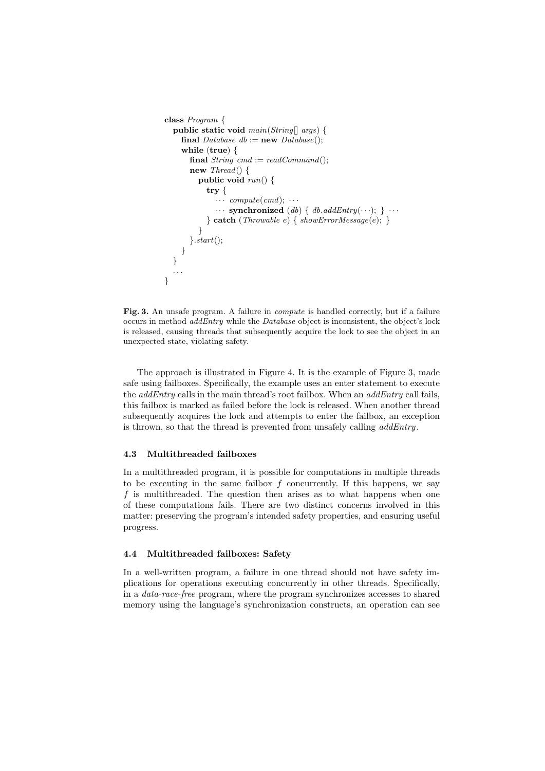```
class Program {
  public static void main(String[] args) {
    final Database db := new Database();
    while (true) {
      final String cmd := readCommand();
      new Thread() {
        public void run() {
          try {
            ··· compute(cmd); ···
            ··· synchronized (db) { db.addEntry(···); } ···
          } catch (Throwable e) { showErrorMessage(e); }
        }
      }.start();
    }
  }
  ...
}
```

**Fig. 3.** An unsafe program. A failure in *compute* is handled correctly, but if a failure occurs in method *addEntry* while the *Database* object is inconsistent, the object's lock is released, causing threads that subsequently acquire the lock to see the object in an unexpected state, violating safety.

The approach is illustrated in Figure 4. It is the example of Figure 3, made safe using failboxes. Specifically, the example uses an enter statement to execute the *addEntry* calls in the main thread's root failbox. When an *addEntry* call fails, this failbox is marked as failed before the lock is released. When another thread subsequently acquires the lock and attempts to enter the failbox, an exception is thrown, so that the thread is prevented from unsafely calling *addEntry*.

### 4.3 Multithreaded failboxes

In a multithreaded program, it is possible for computations in multiple threads to be executing in the same failbox $f$ concurrently. If this happens, we say $f$ is multithreaded. The question then arises as to what happens when one of these computations fails. There are two distinct concerns involved in this matter: preserving the program's intended safety properties, and ensuring useful progress.

### 4.4 Multithreaded failboxes: Safety

In a well-written program, a failure in one thread should not have safety implications for operations executing concurrently in other threads. Specifically, in a *data-race-free* program, where the program synchronizes accesses to shared memory using the language's synchronization constructs, an operation can see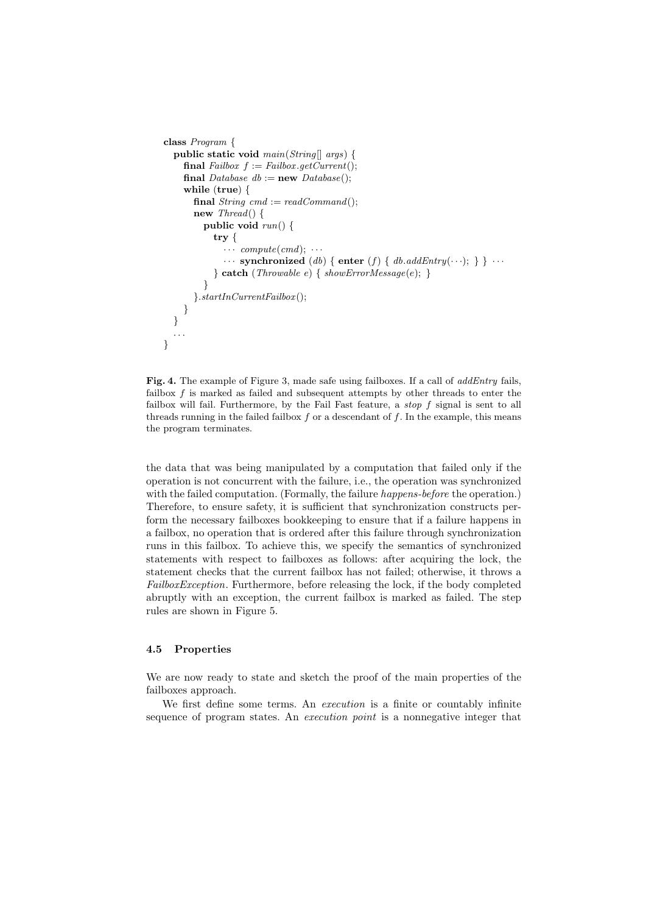```
class Program {
  public static void main(String[] args) {
    final Failbox f := Failbox.getCurrent();
    final Database db := new Database();
    while (true) {
      final String cmd := readCommand();
      new Thread() {
        public void run() {
          try {
            ··· compute(cmd); ···
            ··· synchronized (db) { enter (f) { db.addEntry(···); } } ···
          } catch (Throwable e) { showErrorMessage(e); }
        }
      }.startInCurrentFailbox();
    }
  }
  ...
}
```

**Fig. 4.** The example of Figure 3, made safe using failboxes. If a call of *addEntry* fails, failbox $f$ is marked as failed and subsequent attempts by other threads to enter the failbox will fail. Furthermore, by the Fail Fast feature, a *stop* $f$ signal is sent to all threads running in the failed failbox $f$ or a descendant of $f$. In the example, this means the program terminates.

the data that was being manipulated by a computation that failed only if the operation is not concurrent with the failure, i.e., the operation was synchronized with the failed computation. (Formally, the failure *happens-before* the operation.) Therefore, to ensure safety, it is sufficient that synchronization constructs perform the necessary failboxes bookkeeping to ensure that if a failure happens in a failbox, no operation that is ordered after this failure through synchronization runs in this failbox. To achieve this, we specify the semantics of synchronized statements with respect to failboxes as follows: after acquiring the lock, the statement checks that the current failbox has not failed; otherwise, it throws a *FailboxException*. Furthermore, before releasing the lock, if the body completed abruptly with an exception, the current failbox is marked as failed. The step rules are shown in Figure 5.

### 4.5 Properties

We are now ready to state and sketch the proof of the main properties of the failboxes approach.

We first define some terms. An *execution* is a finite or countably infinite sequence of program states. An *execution point* is a nonnegative integer that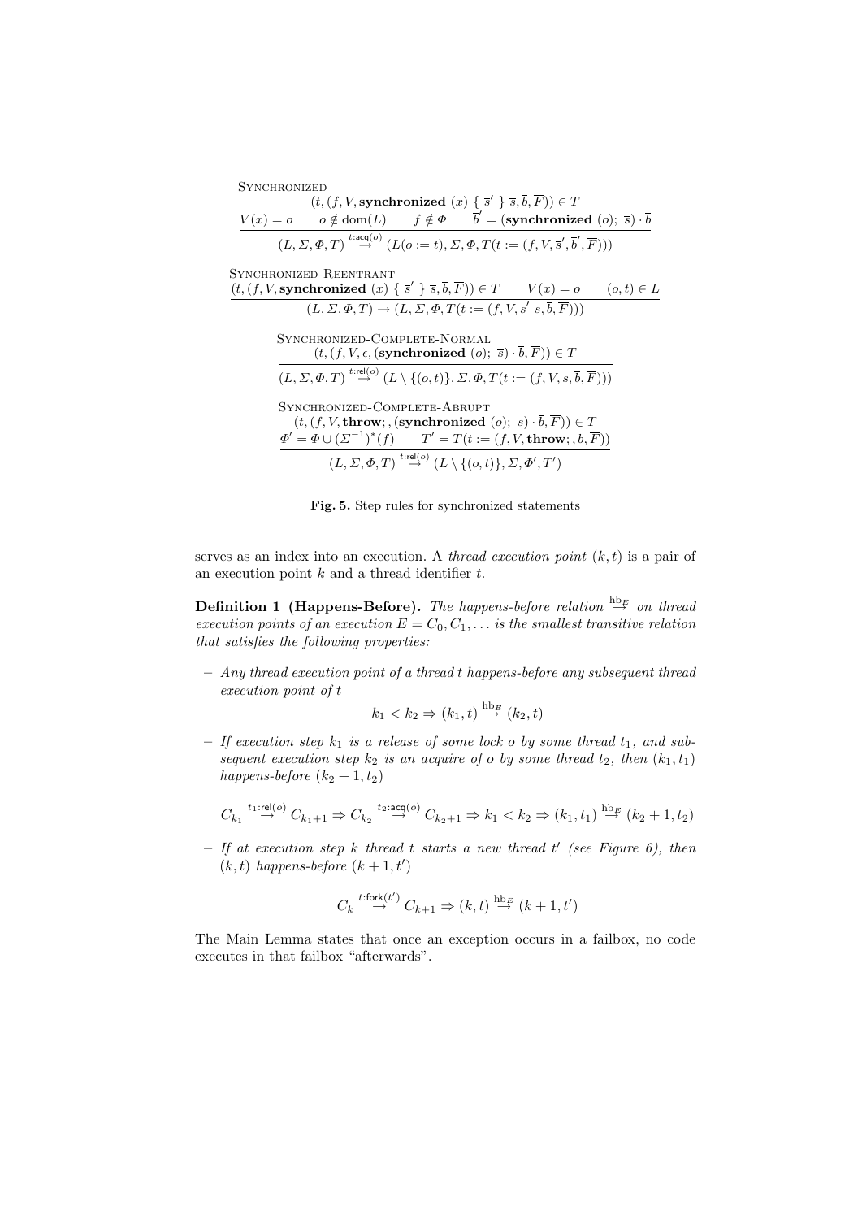Synchronized

$$\frac{(t,(f,V,\textbf{synchronized }(x)\ \{\ \overline{s}'\ \}\ \overline{s},\overline{b},\overline{F}))\in T \quad V(x)=o \quad o\notin \mathrm{dom}(L) \quad f\notin \Phi \quad \overline{b}'=(\textbf{synchronized }(o);\ \overline{s})\cdot\overline{b}}{(L,\Sigma,\Phi,T)\stackrel{t:\mathsf{acq}(o)}{\rightarrow}(L(o:=t),\Sigma,\Phi,T(t:=(f,V,\overline{s}',\overline{b}',\overline{F})))}$$

Synchronized-Reentrant

$$\frac{(t,(f,V,\textbf{synchronized }(x)\ \{\ \overline{s}'\ \}\ \overline{s},\overline{b},\overline{F}))\in T \quad V(x)=o \quad (o,t)\in L}{(L,\Sigma,\Phi,T)\rightarrow(L,\Sigma,\Phi,T(t:=(f,V,\overline{s}'\ \overline{s},\overline{b},\overline{F})))}$$

Synchronized-Complete-Normal

$$\frac{(t,(f,V,\epsilon,(\textbf{synchronized }(o);\ \overline{s})\cdot\overline{b},\overline{F}))\in T}{(L,\Sigma,\Phi,T)\stackrel{t:\mathsf{rel}(o)}{\rightarrow}(L\setminus\{(o,t)\},\Sigma,\Phi,T(t:=(f,V,\overline{s},\overline{b},\overline{F})))}$$

Synchronized-Complete-Abrupt

$$\frac{(t,(f,V,\textbf{throw};,(\textbf{synchronized }(o);\ \overline{s})\cdot\overline{b},\overline{F}))\in T \quad \Phi'=\Phi\cup(\Sigma^{-1})^*(f) \quad T'=T(t:=(f,V,\textbf{throw};,\overline{b},\overline{F}))}{(L,\Sigma,\Phi,T)\stackrel{t:\mathsf{rel}(o)}{\rightarrow}(L\setminus\{(o,t)\},\Sigma,\Phi',T')}$$

**Fig. 5.** Step rules for synchronized statements

serves as an index into an execution. A *thread execution point* $(k,t)$ is a pair of an execution point $k$ and a thread identifier $t$.

**Definition 1 (Happens-Before).** *The happens-before relation* $\stackrel{\mathrm{hb}_E}{\rightarrow}$ *on thread execution points of an execution* $E = C_0, C_1, \ldots$ *is the smallest transitive relation that satisfies the following properties:*

– *Any thread execution point of a thread* $t$ *happens-before any subsequent thread execution point of* $t$

$$k_1 < k_2 \Rightarrow (k_1,t)\stackrel{\mathrm{hb}_E}{\rightarrow}(k_2,t)$$

– *If execution step* $k_1$ *is a release of some lock* $o$ *by some thread* $t_1$*, and subsequent execution step* $k_2$ *is an acquire of* $o$ *by some thread* $t_2$*, then* $(k_1,t_1)$ *happens-before* $(k_2+1,t_2)$

$$C_{k_1}\stackrel{t_1:\mathsf{rel}(o)}{\rightarrow}C_{k_1+1}\Rightarrow C_{k_2}\stackrel{t_2:\mathsf{acq}(o)}{\rightarrow}C_{k_2+1}\Rightarrow k_1<k_2\Rightarrow(k_1,t_1)\stackrel{\mathrm{hb}_E}{\rightarrow}(k_2+1,t_2)$$

– *If at execution step* $k$ *thread* $t$ *starts a new thread* $t'$ *(see Figure 6), then* $(k,t)$ *happens-before* $(k+1,t')$

$$C_k\stackrel{t:\mathsf{fork}(t')}{\rightarrow}C_{k+1}\Rightarrow(k,t)\stackrel{\mathrm{hb}_E}{\rightarrow}(k+1,t')$$

The Main Lemma states that once an exception occurs in a failbox, no code executes in that failbox "afterwards".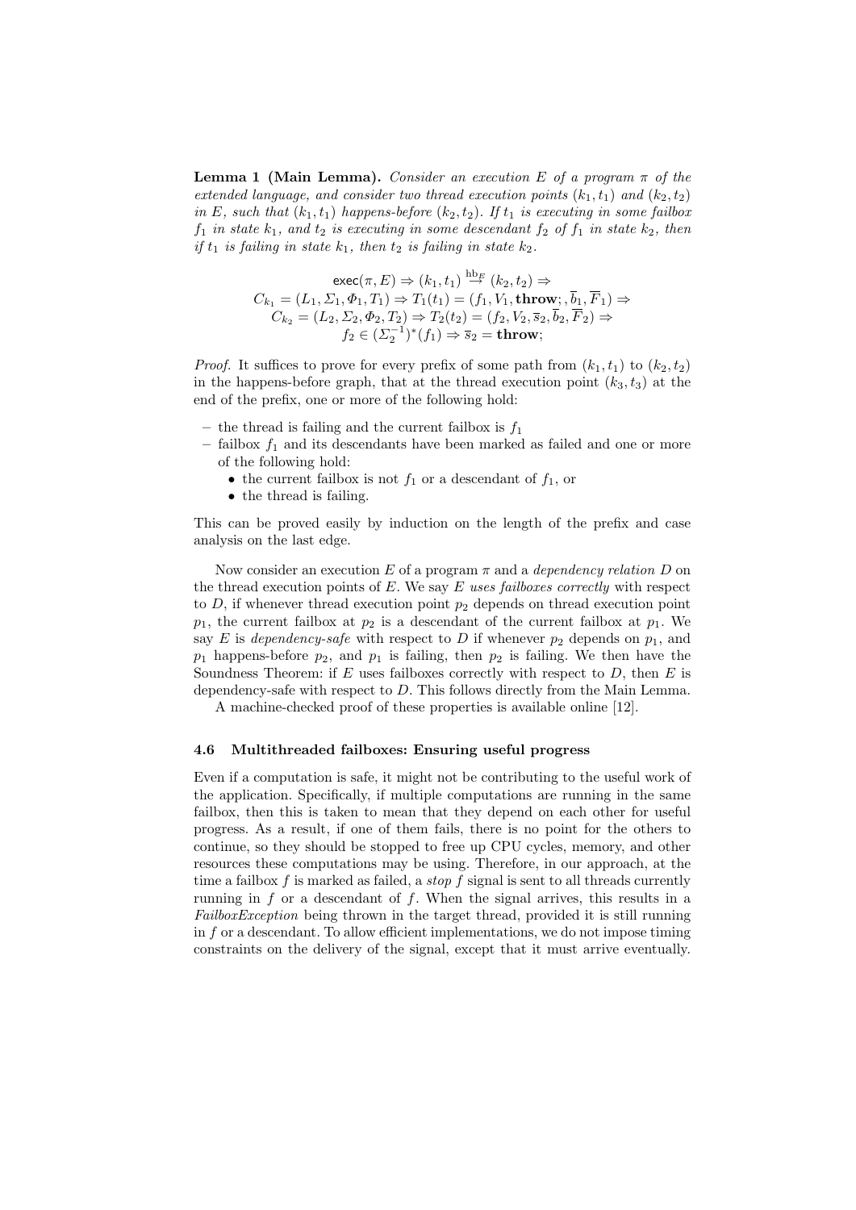**Lemma 1 (Main Lemma).** *Consider an execution $E$ of a program $\pi$ of the extended language, and consider two thread execution points $(k_1, t_1)$ and $(k_2, t_2)$ in $E$, such that $(k_1, t_1)$ happens-before $(k_2, t_2)$. If $t_1$ is executing in some failbox $f_1$ in state $k_1$, and $t_2$ is executing in some descendant $f_2$ of $f_1$ in state $k_2$, then if $t_1$ is failing in state $k_1$, then $t_2$ is failing in state $k_2$.*

$$
\begin{gathered}
\mathsf{exec}(\pi, E) \Rightarrow (k_1, t_1) \stackrel{\mathrm{hb}_E}{\to} (k_2, t_2) \Rightarrow \\
C_{k_1} = (L_1, \Sigma_1, \Phi_1, T_1) \Rightarrow T_1(t_1) = (f_1, V_1, \mathbf{throw};, \overline{b}_1, \overline{F}_1) \Rightarrow \\
C_{k_2} = (L_2, \Sigma_2, \Phi_2, T_2) \Rightarrow T_2(t_2) = (f_2, V_2, \overline{s}_2, \overline{b}_2, \overline{F}_2) \Rightarrow \\
f_2 \in (\Sigma_2^{-1})^*(f_1) \Rightarrow \overline{s}_2 = \mathbf{throw};
\end{gathered}
$$

*Proof.* It suffices to prove for every prefix of some path from $(k_1, t_1)$ to $(k_2, t_2)$ in the happens-before graph, that at the thread execution point $(k_3, t_3)$ at the end of the prefix, one or more of the following hold:

- the thread is failing and the current failbox is $f_1$
- failbox $f_1$ and its descendants have been marked as failed and one or more of the following hold:
  - the current failbox is not $f_1$ or a descendant of $f_1$, or
  - the thread is failing.

This can be proved easily by induction on the length of the prefix and case analysis on the last edge.

Now consider an execution $E$ of a program $\pi$ and a *dependency relation* $D$ on the thread execution points of $E$. We say $E$ *uses failboxes correctly* with respect to $D$, if whenever thread execution point $p_2$ depends on thread execution point $p_1$, the current failbox at $p_2$ is a descendant of the current failbox at $p_1$. We say $E$ is *dependency-safe* with respect to $D$ if whenever $p_2$ depends on $p_1$, and $p_1$ happens-before $p_2$, and $p_1$ is failing, then $p_2$ is failing. We then have the Soundness Theorem: if $E$ uses failboxes correctly with respect to $D$, then $E$ is dependency-safe with respect to $D$. This follows directly from the Main Lemma.

A machine-checked proof of these properties is available online [12].

### 4.6 Multithreaded failboxes: Ensuring useful progress

Even if a computation is safe, it might not be contributing to the useful work of the application. Specifically, if multiple computations are running in the same failbox, then this is taken to mean that they depend on each other for useful progress. As a result, if one of them fails, there is no point for the others to continue, so they should be stopped to free up CPU cycles, memory, and other resources these computations may be using. Therefore, in our approach, at the time a failbox $f$ is marked as failed, a *stop* $f$ signal is sent to all threads currently running in $f$ or a descendant of $f$. When the signal arrives, this results in a *FailboxException* being thrown in the target thread, provided it is still running in $f$ or a descendant. To allow efficient implementations, we do not impose timing constraints on the delivery of the signal, except that it must arrive eventually.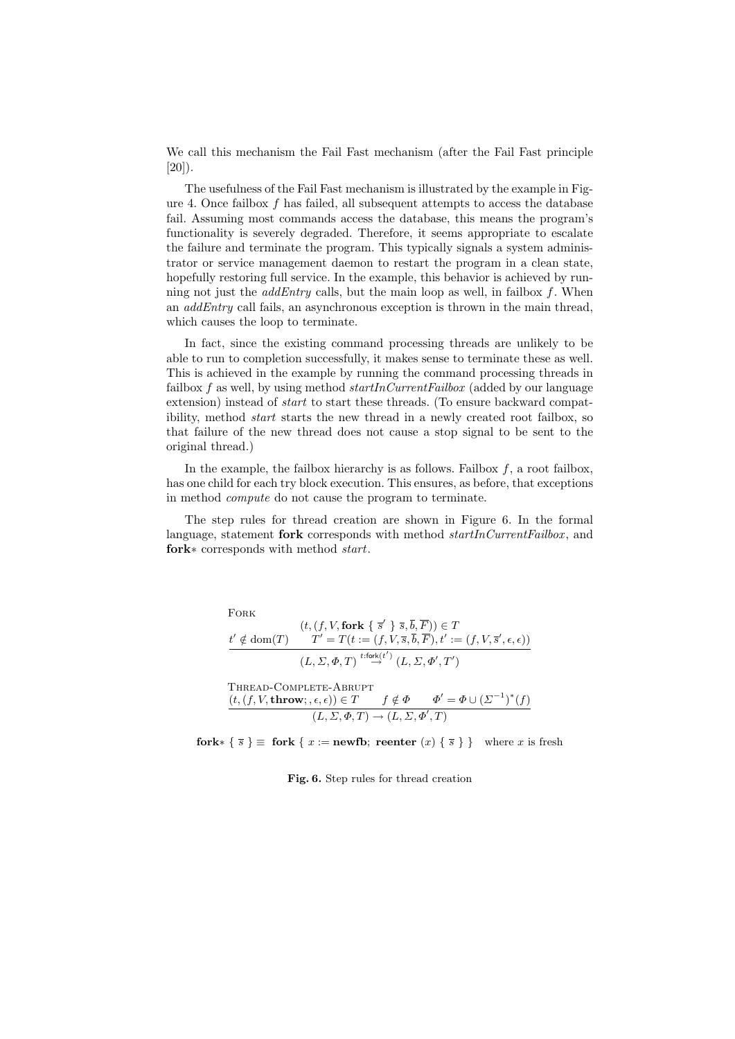We call this mechanism the Fail Fast mechanism (after the Fail Fast principle [20]).

The usefulness of the Fail Fast mechanism is illustrated by the example in Figure 4. Once failbox $f$ has failed, all subsequent attempts to access the database fail. Assuming most commands access the database, this means the program's functionality is severely degraded. Therefore, it seems appropriate to escalate the failure and terminate the program. This typically signals a system administrator or service management daemon to restart the program in a clean state, hopefully restoring full service. In the example, this behavior is achieved by running not just the *addEntry* calls, but the main loop as well, in failbox $f$. When an *addEntry* call fails, an asynchronous exception is thrown in the main thread, which causes the loop to terminate.

In fact, since the existing command processing threads are unlikely to be able to run to completion successfully, it makes sense to terminate these as well. This is achieved in the example by running the command processing threads in failbox $f$ as well, by using method *startInCurrentFailbox* (added by our language extension) instead of *start* to start these threads. (To ensure backward compatibility, method *start* starts the new thread in a newly created root failbox, so that failure of the new thread does not cause a stop signal to be sent to the original thread.)

In the example, the failbox hierarchy is as follows. Failbox $f$, a root failbox, has one child for each try block execution. This ensures, as before, that exceptions in method *compute* do not cause the program to terminate.

The step rules for thread creation are shown in Figure 6. In the formal language, statement **fork** corresponds with method *startInCurrentFailbox*, and **fork**$*$ corresponds with method *start*.

Fork

$$\frac{t' \notin \mathrm{dom}(T) \qquad \begin{array}{c}(t, (f, V, \mathbf{fork}\ \{\ \overline{s}'\ \}\ \overline{s}, \overline{b}, \overline{F})) \in T \\ T' = T(t := (f, V, \overline{s}, \overline{b}, \overline{F}), t' := (f, V, \overline{s}', \epsilon, \epsilon))\end{array}}{(L, \Sigma, \Phi, T) \stackrel{t:\mathsf{fork}(t')}{\rightarrow} (L, \Sigma, \Phi', T')}$$

Thread-Complete-Abrupt

$$\frac{(t, (f, V, \mathbf{throw};, \epsilon, \epsilon)) \in T \qquad f \notin \Phi \qquad \Phi' = \Phi \cup (\Sigma^{-1})^*(f)}{(L, \Sigma, \Phi, T) \rightarrow (L, \Sigma, \Phi', T)}$$

$$\mathbf{fork}*\ \{\ \overline{s}\ \} \equiv\ \mathbf{fork}\ \{\ x := \mathbf{newfb};\ \mathbf{reenter}\ (x)\ \{\ \overline{s}\ \}\ \} \quad \text{where } x \text{ is fresh}$$

**Fig. 6.** Step rules for thread creation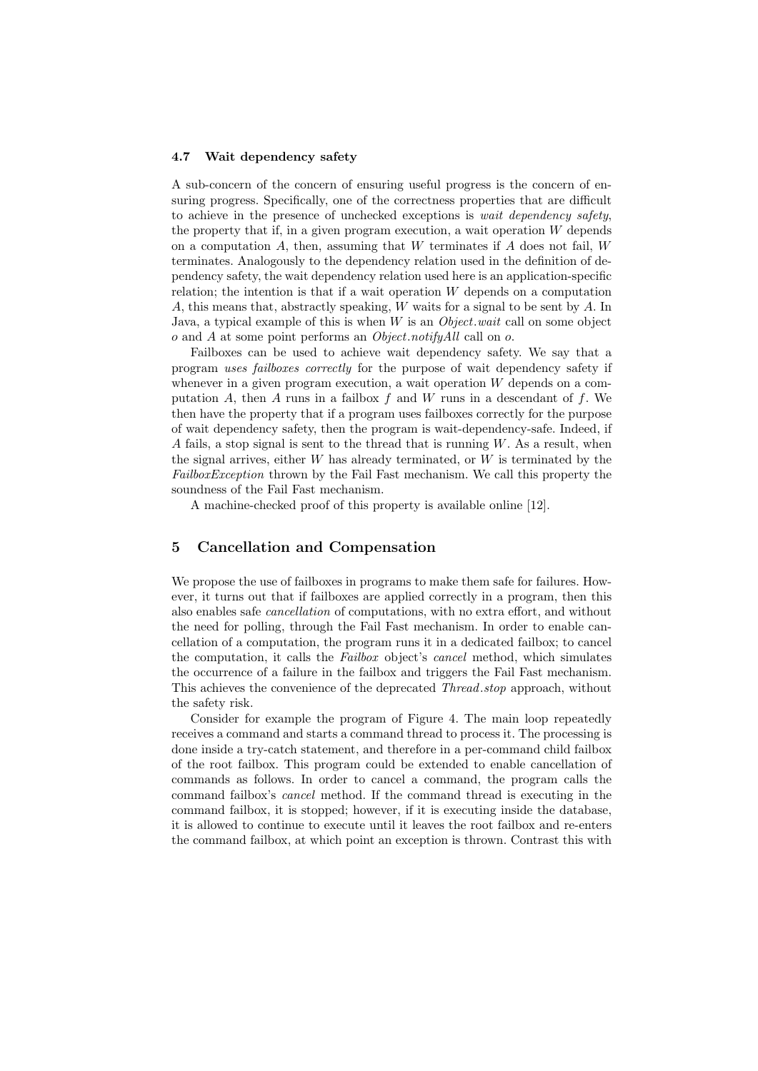### 4.7 Wait dependency safety

A sub-concern of the concern of ensuring useful progress is the concern of ensuring progress. Specifically, one of the correctness properties that are difficult to achieve in the presence of unchecked exceptions is *wait dependency safety*, the property that if, in a given program execution, a wait operation $W$ depends on a computation $A$, then, assuming that $W$ terminates if $A$ does not fail, $W$ terminates. Analogously to the dependency relation used in the definition of dependency safety, the wait dependency relation used here is an application-specific relation; the intention is that if a wait operation $W$ depends on a computation $A$, this means that, abstractly speaking, $W$ waits for a signal to be sent by $A$. In Java, a typical example of this is when $W$ is an *Object.wait* call on some object $o$ and $A$ at some point performs an *Object.notifyAll* call on $o$.

Failboxes can be used to achieve wait dependency safety. We say that a program *uses failboxes correctly* for the purpose of wait dependency safety if whenever in a given program execution, a wait operation $W$ depends on a computation $A$, then $A$ runs in a failbox $f$ and $W$ runs in a descendant of $f$. We then have the property that if a program uses failboxes correctly for the purpose of wait dependency safety, then the program is wait-dependency-safe. Indeed, if $A$ fails, a stop signal is sent to the thread that is running $W$. As a result, when the signal arrives, either $W$ has already terminated, or $W$ is terminated by the *FailboxException* thrown by the Fail Fast mechanism. We call this property the soundness of the Fail Fast mechanism.

A machine-checked proof of this property is available online [12].

## 5 Cancellation and Compensation

We propose the use of failboxes in programs to make them safe for failures. However, it turns out that if failboxes are applied correctly in a program, then this also enables safe *cancellation* of computations, with no extra effort, and without the need for polling, through the Fail Fast mechanism. In order to enable cancellation of a computation, the program runs it in a dedicated failbox; to cancel the computation, it calls the *Failbox* object's *cancel* method, which simulates the occurrence of a failure in the failbox and triggers the Fail Fast mechanism. This achieves the convenience of the deprecated *Thread.stop* approach, without the safety risk.

Consider for example the program of Figure 4. The main loop repeatedly receives a command and starts a command thread to process it. The processing is done inside a try-catch statement, and therefore in a per-command child failbox of the root failbox. This program could be extended to enable cancellation of commands as follows. In order to cancel a command, the program calls the command failbox's *cancel* method. If the command thread is executing in the command failbox, it is stopped; however, if it is executing inside the database, it is allowed to continue to execute until it leaves the root failbox and re-enters the command failbox, at which point an exception is thrown. Contrast this with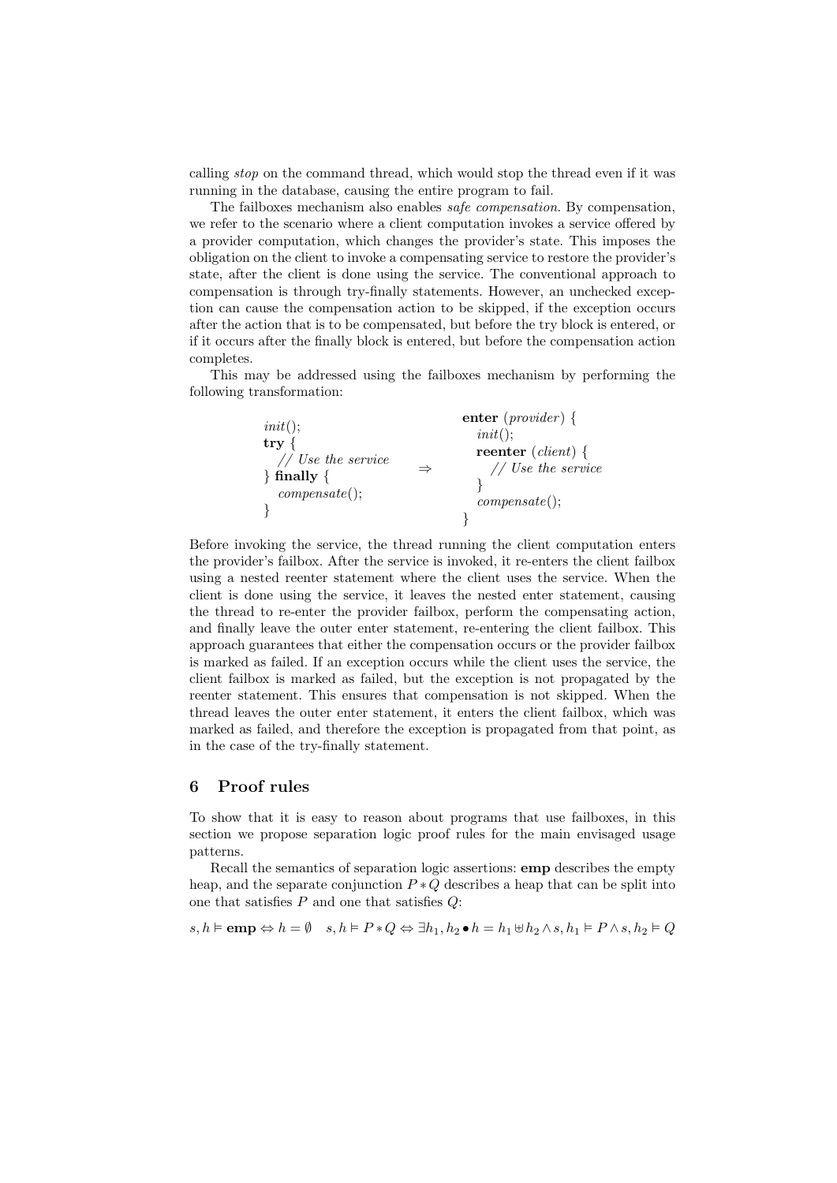calling *stop* on the command thread, which would stop the thread even if it was running in the database, causing the entire program to fail.

The failboxes mechanism also enables *safe compensation*. By compensation, we refer to the scenario where a client computation invokes a service offered by a provider computation, which changes the provider's state. This imposes the obligation on the client to invoke a compensating service to restore the provider's state, after the client is done using the service. The conventional approach to compensation is through try-finally statements. However, an unchecked exception can cause the compensation action to be skipped, if the exception occurs after the action that is to be compensated, but before the try block is entered, or if it occurs after the finally block is entered, but before the compensation action completes.

This may be addressed using the failboxes mechanism by performing the following transformation:

```
init();                          enter (provider) {
try {                              init();
  // Use the service               reenter (client) {
} finally {              ⇒           // Use the service
  compensate();                    }
}                                  compensate();
                                 }
```

Before invoking the service, the thread running the client computation enters the provider's failbox. After the service is invoked, it re-enters the client failbox using a nested reenter statement where the client uses the service. When the client is done using the service, it leaves the nested enter statement, causing the thread to re-enter the provider failbox, perform the compensating action, and finally leave the outer enter statement, re-entering the client failbox. This approach guarantees that either the compensation occurs or the provider failbox is marked as failed. If an exception occurs while the client uses the service, the client failbox is marked as failed, but the exception is not propagated by the reenter statement. This ensures that compensation is not skipped. When the thread leaves the outer enter statement, it enters the client failbox, which was marked as failed, and therefore the exception is propagated from that point, as in the case of the try-finally statement.

## 6 Proof rules

To show that it is easy to reason about programs that use failboxes, in this section we propose separation logic proof rules for the main envisaged usage patterns.

Recall the semantics of separation logic assertions: **emp** describes the empty heap, and the separate conjunction $P * Q$ describes a heap that can be split into one that satisfies $P$ and one that satisfies $Q$:

$$s, h \vDash \mathbf{emp} \Leftrightarrow h = \emptyset \quad s, h \vDash P * Q \Leftrightarrow \exists h_1, h_2 \bullet h = h_1 \uplus h_2 \land s, h_1 \vDash P \land s, h_2 \vDash Q$$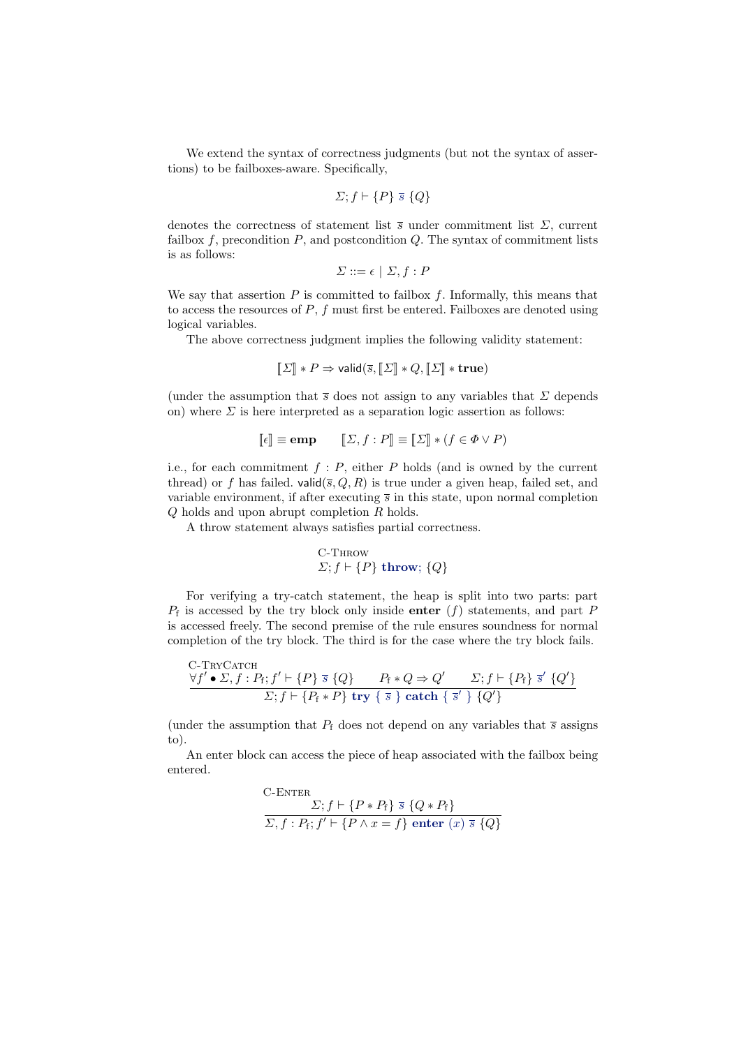We extend the syntax of correctness judgments (but not the syntax of assertions) to be failboxes-aware. Specifically,

$$\Sigma; f \vdash \{P\}\ \overline{s}\ \{Q\}$$

denotes the correctness of statement list $\overline{s}$ under commitment list $\Sigma$, current failbox $f$, precondition $P$, and postcondition $Q$. The syntax of commitment lists is as follows:

$$\Sigma ::= \epsilon \mid \Sigma, f : P$$

We say that assertion $P$ is committed to failbox $f$. Informally, this means that to access the resources of $P$, $f$ must first be entered. Failboxes are denoted using logical variables.

The above correctness judgment implies the following validity statement:

$$[\![\Sigma]\!] * P \Rightarrow \mathsf{valid}(\overline{s}, [\![\Sigma]\!] * Q, [\![\Sigma]\!] * \mathbf{true})$$

(under the assumption that $\overline{s}$ does not assign to any variables that $\Sigma$ depends on) where $\Sigma$ is here interpreted as a separation logic assertion as follows:

$$[\![\epsilon]\!] \equiv \mathbf{emp} \qquad [\![\Sigma, f : P]\!] \equiv [\![\Sigma]\!] * (f \in \Phi \vee P)$$

i.e., for each commitment $f : P$, either $P$ holds (and is owned by the current thread) or $f$ has failed. $\mathsf{valid}(\overline{s}, Q, R)$ is true under a given heap, failed set, and variable environment, if after executing $\overline{s}$ in this state, upon normal completion $Q$ holds and upon abrupt completion $R$ holds.

A throw statement always satisfies partial correctness.

$$\frac{\textsc{C-Throw}}{\Sigma; f \vdash \{P\}\ \mathbf{throw};\ \{Q\}}$$

For verifying a try-catch statement, the heap is split into two parts: part $P_\mathrm{f}$ is accessed by the try block only inside **enter** $(f)$ statements, and part $P$ is accessed freely. The second premise of the rule ensures soundness for normal completion of the try block. The third is for the case where the try block fails.

$$\textsc{C-TryCatch}\quad \frac{\forall f' \bullet \Sigma, f : P_\mathrm{f}; f' \vdash \{P\}\ \overline{s}\ \{Q\} \qquad P_\mathrm{f} * Q \Rightarrow Q' \qquad \Sigma; f \vdash \{P_\mathrm{f}\}\ \overline{s}'\ \{Q'\}}{\Sigma; f \vdash \{P_\mathrm{f} * P\}\ \mathbf{try}\ \{\ \overline{s}\ \}\ \mathbf{catch}\ \{\ \overline{s}'\ \}\ \{Q'\}}$$

(under the assumption that $P_\mathrm{f}$ does not depend on any variables that $\overline{s}$ assigns to).

An enter block can access the piece of heap associated with the failbox being entered.

$$\textsc{C-Enter}\quad \frac{\Sigma; f \vdash \{P * P_\mathrm{f}\}\ \overline{s}\ \{Q * P_\mathrm{f}\}}{\Sigma, f : P_\mathrm{f}; f' \vdash \{P \wedge x = f\}\ \mathbf{enter}\ (x)\ \overline{s}\ \{Q\}}$$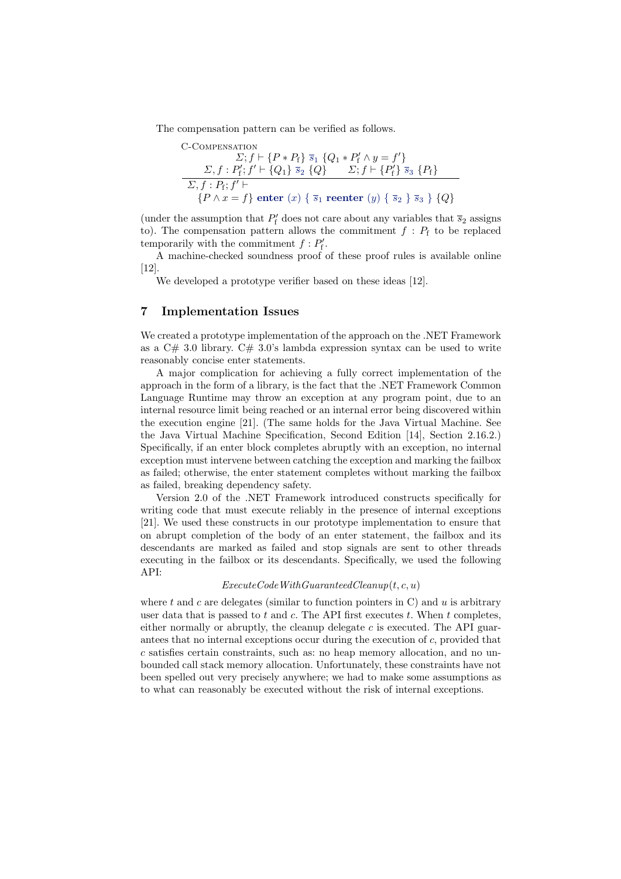The compensation pattern can be verified as follows.

$$
\textsc{C-Compensation}\quad
\frac{\begin{array}{c}\Sigma; f \vdash \{P * P_{\mathrm{f}}\}\ \overline{s}_1\ \{Q_1 * P'_{\mathrm{f}} \wedge y = f'\} \\ \Sigma, f : P'_{\mathrm{f}}; f' \vdash \{Q_1\}\ \overline{s}_2\ \{Q\} \qquad \Sigma; f \vdash \{P'_{\mathrm{f}}\}\ \overline{s}_3\ \{P_{\mathrm{f}}\}\end{array}}{\begin{array}{l}\Sigma, f : P_{\mathrm{f}}; f' \vdash \\ \quad \{P \wedge x = f\}\ \textbf{enter}\ (x)\ \{\ \overline{s}_1\ \textbf{reenter}\ (y)\ \{\ \overline{s}_2\ \}\ \overline{s}_3\ \}\ \{Q\}\end{array}}
$$

(under the assumption that $P'_{\mathrm{f}}$ does not care about any variables that $\overline{s}_2$ assigns to). The compensation pattern allows the commitment $f : P_{\mathrm{f}}$ to be replaced temporarily with the commitment $f : P'_{\mathrm{f}}$.

A machine-checked soundness proof of these proof rules is available online [12].

We developed a prototype verifier based on these ideas [12].

## 7 Implementation Issues

We created a prototype implementation of the approach on the .NET Framework as a C# 3.0 library. C# 3.0's lambda expression syntax can be used to write reasonably concise enter statements.

A major complication for achieving a fully correct implementation of the approach in the form of a library, is the fact that the .NET Framework Common Language Runtime may throw an exception at any program point, due to an internal resource limit being reached or an internal error being discovered within the execution engine [21]. (The same holds for the Java Virtual Machine. See the Java Virtual Machine Specification, Second Edition [14], Section 2.16.2.) Specifically, if an enter block completes abruptly with an exception, no internal exception must intervene between catching the exception and marking the failbox as failed; otherwise, the enter statement completes without marking the failbox as failed, breaking dependency safety.

Version 2.0 of the .NET Framework introduced constructs specifically for writing code that must execute reliably in the presence of internal exceptions [21]. We used these constructs in our prototype implementation to ensure that on abrupt completion of the body of an enter statement, the failbox and its descendants are marked as failed and stop signals are sent to other threads executing in the failbox or its descendants. Specifically, we used the following API:

$$\mathit{ExecuteCodeWithGuaranteedCleanup}(t, c, u)$$

where $t$ and $c$ are delegates (similar to function pointers in C) and $u$ is arbitrary user data that is passed to $t$ and $c$. The API first executes $t$. When $t$ completes, either normally or abruptly, the cleanup delegate $c$ is executed. The API guarantees that no internal exceptions occur during the execution of $c$, provided that $c$ satisfies certain constraints, such as: no heap memory allocation, and no unbounded call stack memory allocation. Unfortunately, these constraints have not been spelled out very precisely anywhere; we had to make some assumptions as to what can reasonably be executed without the risk of internal exceptions.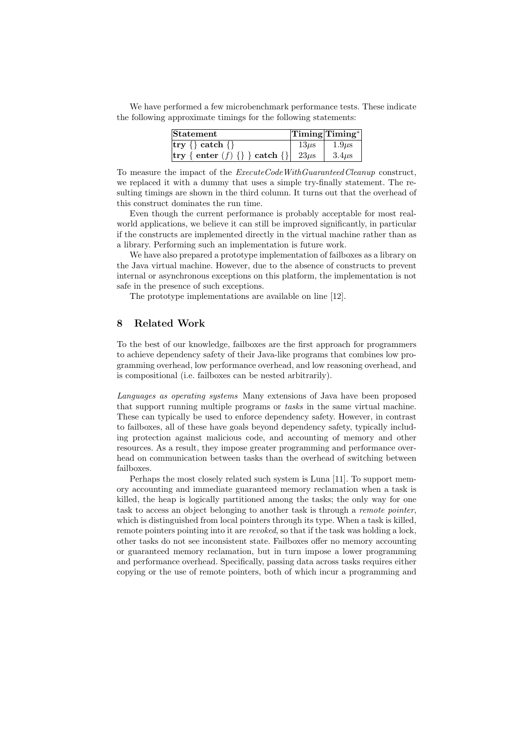We have performed a few microbenchmark performance tests. These indicate the following approximate timings for the following statements:

| **Statement** | **Timing** | **Timing*** |
|---|---|---|
| **try** {} **catch** {} | $13\mu$s | $1.9\mu$s |
| **try** { **enter** $(f)$ {} } **catch** {} | $23\mu$s | $3.4\mu$s |

To measure the impact of the *ExecuteCodeWithGuaranteedCleanup* construct, we replaced it with a dummy that uses a simple try-finally statement. The resulting timings are shown in the third column. It turns out that the overhead of this construct dominates the run time.

Even though the current performance is probably acceptable for most real-world applications, we believe it can still be improved significantly, in particular if the constructs are implemented directly in the virtual machine rather than as a library. Performing such an implementation is future work.

We have also prepared a prototype implementation of failboxes as a library on the Java virtual machine. However, due to the absence of constructs to prevent internal or asynchronous exceptions on this platform, the implementation is not safe in the presence of such exceptions.

The prototype implementations are available on line [12].

## 8 Related Work

To the best of our knowledge, failboxes are the first approach for programmers to achieve dependency safety of their Java-like programs that combines low programming overhead, low performance overhead, and low reasoning overhead, and is compositional (i.e. failboxes can be nested arbitrarily).

*Languages as operating systems* Many extensions of Java have been proposed that support running multiple programs or *tasks* in the same virtual machine. These can typically be used to enforce dependency safety. However, in contrast to failboxes, all of these have goals beyond dependency safety, typically including protection against malicious code, and accounting of memory and other resources. As a result, they impose greater programming and performance overhead on communication between tasks than the overhead of switching between failboxes.

Perhaps the most closely related such system is Luna [11]. To support memory accounting and immediate guaranteed memory reclamation when a task is killed, the heap is logically partitioned among the tasks; the only way for one task to access an object belonging to another task is through a *remote pointer*, which is distinguished from local pointers through its type. When a task is killed, remote pointers pointing into it are *revoked*, so that if the task was holding a lock, other tasks do not see inconsistent state. Failboxes offer no memory accounting or guaranteed memory reclamation, but in turn impose a lower programming and performance overhead. Specifically, passing data across tasks requires either copying or the use of remote pointers, both of which incur a programming and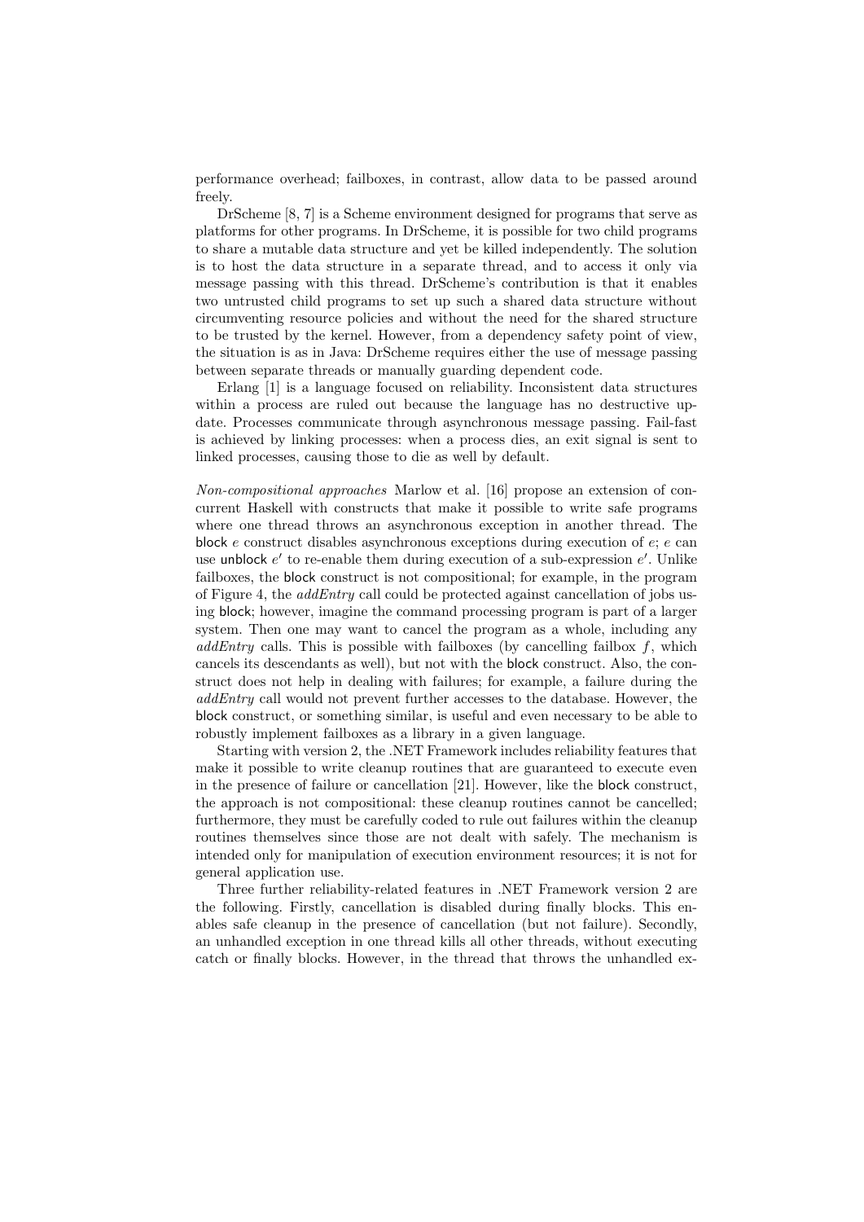performance overhead; failboxes, in contrast, allow data to be passed around freely.

DrScheme [8, 7] is a Scheme environment designed for programs that serve as platforms for other programs. In DrScheme, it is possible for two child programs to share a mutable data structure and yet be killed independently. The solution is to host the data structure in a separate thread, and to access it only via message passing with this thread. DrScheme's contribution is that it enables two untrusted child programs to set up such a shared data structure without circumventing resource policies and without the need for the shared structure to be trusted by the kernel. However, from a dependency safety point of view, the situation is as in Java: DrScheme requires either the use of message passing between separate threads or manually guarding dependent code.

Erlang [1] is a language focused on reliability. Inconsistent data structures within a process are ruled out because the language has no destructive update. Processes communicate through asynchronous message passing. Fail-fast is achieved by linking processes: when a process dies, an exit signal is sent to linked processes, causing those to die as well by default.

*Non-compositional approaches* Marlow et al. [16] propose an extension of concurrent Haskell with constructs that make it possible to write safe programs where one thread throws an asynchronous exception in another thread. The block $e$ construct disables asynchronous exceptions during execution of $e$; $e$ can use unblock $e'$ to re-enable them during execution of a sub-expression $e'$. Unlike failboxes, the block construct is not compositional; for example, in the program of Figure 4, the *addEntry* call could be protected against cancellation of jobs using block; however, imagine the command processing program is part of a larger system. Then one may want to cancel the program as a whole, including any *addEntry* calls. This is possible with failboxes (by cancelling failbox $f$, which cancels its descendants as well), but not with the block construct. Also, the construct does not help in dealing with failures; for example, a failure during the *addEntry* call would not prevent further accesses to the database. However, the block construct, or something similar, is useful and even necessary to be able to robustly implement failboxes as a library in a given language.

Starting with version 2, the .NET Framework includes reliability features that make it possible to write cleanup routines that are guaranteed to execute even in the presence of failure or cancellation [21]. However, like the block construct, the approach is not compositional: these cleanup routines cannot be cancelled; furthermore, they must be carefully coded to rule out failures within the cleanup routines themselves since those are not dealt with safely. The mechanism is intended only for manipulation of execution environment resources; it is not for general application use.

Three further reliability-related features in .NET Framework version 2 are the following. Firstly, cancellation is disabled during finally blocks. This enables safe cleanup in the presence of cancellation (but not failure). Secondly, an unhandled exception in one thread kills all other threads, without executing catch or finally blocks. However, in the thread that throws the unhandled ex-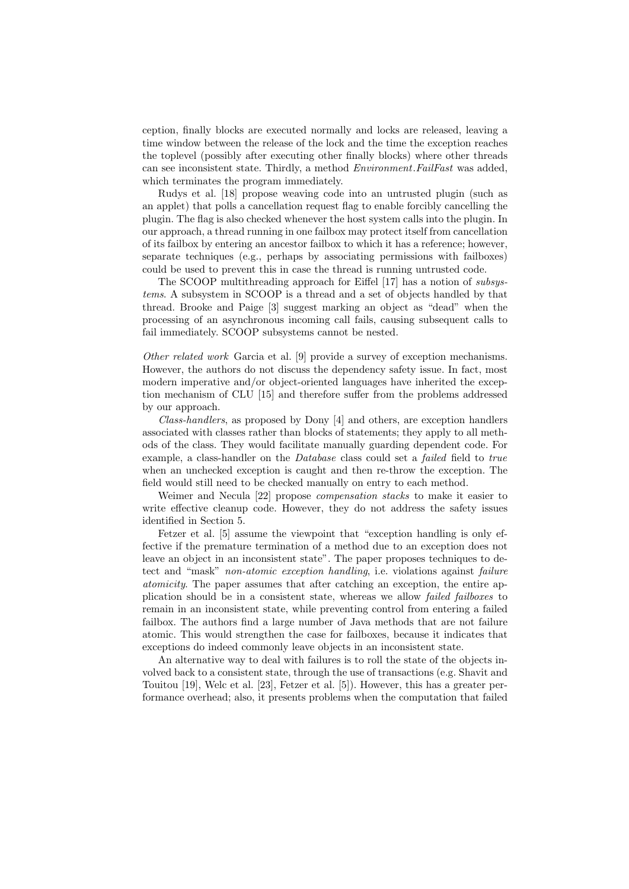ception, finally blocks are executed normally and locks are released, leaving a time window between the release of the lock and the time the exception reaches the toplevel (possibly after executing other finally blocks) where other threads can see inconsistent state. Thirdly, a method *Environment.FailFast* was added, which terminates the program immediately.

Rudys et al. [18] propose weaving code into an untrusted plugin (such as an applet) that polls a cancellation request flag to enable forcibly cancelling the plugin. The flag is also checked whenever the host system calls into the plugin. In our approach, a thread running in one failbox may protect itself from cancellation of its failbox by entering an ancestor failbox to which it has a reference; however, separate techniques (e.g., perhaps by associating permissions with failboxes) could be used to prevent this in case the thread is running untrusted code.

The SCOOP multithreading approach for Eiffel [17] has a notion of *subsystems*. A subsystem in SCOOP is a thread and a set of objects handled by that thread. Brooke and Paige [3] suggest marking an object as "dead" when the processing of an asynchronous incoming call fails, causing subsequent calls to fail immediately. SCOOP subsystems cannot be nested.

*Other related work* Garcia et al. [9] provide a survey of exception mechanisms. However, the authors do not discuss the dependency safety issue. In fact, most modern imperative and/or object-oriented languages have inherited the exception mechanism of CLU [15] and therefore suffer from the problems addressed by our approach.

*Class-handlers*, as proposed by Dony [4] and others, are exception handlers associated with classes rather than blocks of statements; they apply to all methods of the class. They would facilitate manually guarding dependent code. For example, a class-handler on the *Database* class could set a *failed* field to *true* when an unchecked exception is caught and then re-throw the exception. The field would still need to be checked manually on entry to each method.

Weimer and Necula [22] propose *compensation stacks* to make it easier to write effective cleanup code. However, they do not address the safety issues identified in Section 5.

Fetzer et al. [5] assume the viewpoint that "exception handling is only effective if the premature termination of a method due to an exception does not leave an object in an inconsistent state". The paper proposes techniques to detect and "mask" *non-atomic exception handling*, i.e. violations against *failure atomicity*. The paper assumes that after catching an exception, the entire application should be in a consistent state, whereas we allow *failed failboxes* to remain in an inconsistent state, while preventing control from entering a failed failbox. The authors find a large number of Java methods that are not failure atomic. This would strengthen the case for failboxes, because it indicates that exceptions do indeed commonly leave objects in an inconsistent state.

An alternative way to deal with failures is to roll the state of the objects involved back to a consistent state, through the use of transactions (e.g. Shavit and Touitou [19], Welc et al. [23], Fetzer et al. [5]). However, this has a greater performance overhead; also, it presents problems when the computation that failed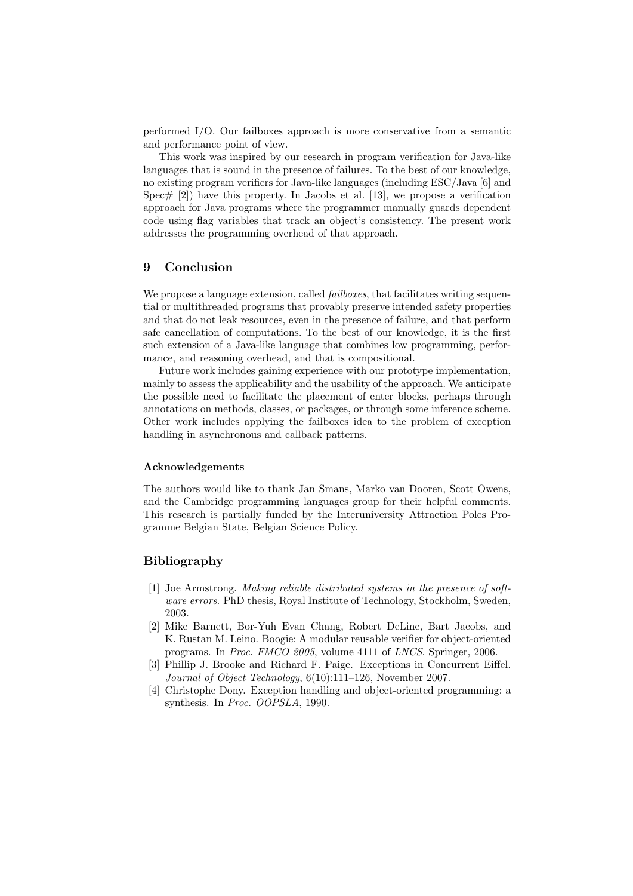performed I/O. Our failboxes approach is more conservative from a semantic and performance point of view.

This work was inspired by our research in program verification for Java-like languages that is sound in the presence of failures. To the best of our knowledge, no existing program verifiers for Java-like languages (including ESC/Java [6] and Spec# [2]) have this property. In Jacobs et al. [13], we propose a verification approach for Java programs where the programmer manually guards dependent code using flag variables that track an object's consistency. The present work addresses the programming overhead of that approach.

## 9 Conclusion

We propose a language extension, called *failboxes*, that facilitates writing sequential or multithreaded programs that provably preserve intended safety properties and that do not leak resources, even in the presence of failure, and that perform safe cancellation of computations. To the best of our knowledge, it is the first such extension of a Java-like language that combines low programming, performance, and reasoning overhead, and that is compositional.

Future work includes gaining experience with our prototype implementation, mainly to assess the applicability and the usability of the approach. We anticipate the possible need to facilitate the placement of enter blocks, perhaps through annotations on methods, classes, or packages, or through some inference scheme. Other work includes applying the failboxes idea to the problem of exception handling in asynchronous and callback patterns.

### Acknowledgements

The authors would like to thank Jan Smans, Marko van Dooren, Scott Owens, and the Cambridge programming languages group for their helpful comments. This research is partially funded by the Interuniversity Attraction Poles Programme Belgian State, Belgian Science Policy.

## Bibliography

[1] Joe Armstrong. *Making reliable distributed systems in the presence of software errors*. PhD thesis, Royal Institute of Technology, Stockholm, Sweden, 2003.

[2] Mike Barnett, Bor-Yuh Evan Chang, Robert DeLine, Bart Jacobs, and K. Rustan M. Leino. Boogie: A modular reusable verifier for object-oriented programs. In *Proc. FMCO 2005*, volume 4111 of *LNCS*. Springer, 2006.

[3] Phillip J. Brooke and Richard F. Paige. Exceptions in Concurrent Eiffel. *Journal of Object Technology*, 6(10):111–126, November 2007.

[4] Christophe Dony. Exception handling and object-oriented programming: a synthesis. In *Proc. OOPSLA*, 1990.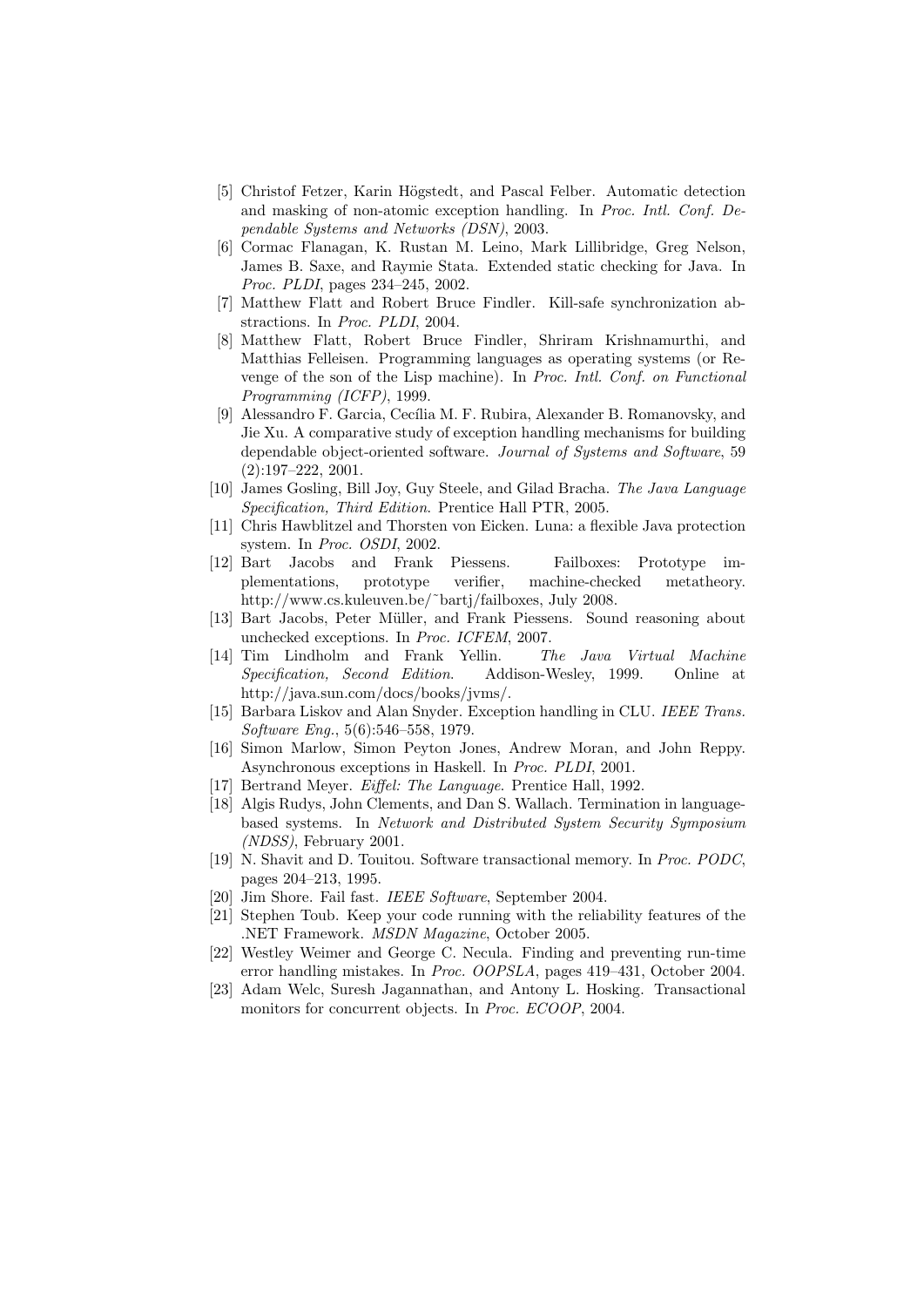[5] Christof Fetzer, Karin Högstedt, and Pascal Felber. Automatic detection and masking of non-atomic exception handling. In *Proc. Intl. Conf. Dependable Systems and Networks (DSN)*, 2003.

[6] Cormac Flanagan, K. Rustan M. Leino, Mark Lillibridge, Greg Nelson, James B. Saxe, and Raymie Stata. Extended static checking for Java. In *Proc. PLDI*, pages 234–245, 2002.

[7] Matthew Flatt and Robert Bruce Findler. Kill-safe synchronization abstractions. In *Proc. PLDI*, 2004.

[8] Matthew Flatt, Robert Bruce Findler, Shriram Krishnamurthi, and Matthias Felleisen. Programming languages as operating systems (or Revenge of the son of the Lisp machine). In *Proc. Intl. Conf. on Functional Programming (ICFP)*, 1999.

[9] Alessandro F. Garcia, Cecília M. F. Rubira, Alexander B. Romanovsky, and Jie Xu. A comparative study of exception handling mechanisms for building dependable object-oriented software. *Journal of Systems and Software*, 59 (2):197–222, 2001.

[10] James Gosling, Bill Joy, Guy Steele, and Gilad Bracha. *The Java Language Specification, Third Edition*. Prentice Hall PTR, 2005.

[11] Chris Hawblitzel and Thorsten von Eicken. Luna: a flexible Java protection system. In *Proc. OSDI*, 2002.

[12] Bart Jacobs and Frank Piessens. Failboxes: Prototype implementations, prototype verifier, machine-checked metatheory. http://www.cs.kuleuven.be/~bartj/failboxes, July 2008.

[13] Bart Jacobs, Peter Müller, and Frank Piessens. Sound reasoning about unchecked exceptions. In *Proc. ICFEM*, 2007.

[14] Tim Lindholm and Frank Yellin. *The Java Virtual Machine Specification, Second Edition*. Addison-Wesley, 1999. Online at http://java.sun.com/docs/books/jvms/.

[15] Barbara Liskov and Alan Snyder. Exception handling in CLU. *IEEE Trans. Software Eng.*, 5(6):546–558, 1979.

[16] Simon Marlow, Simon Peyton Jones, Andrew Moran, and John Reppy. Asynchronous exceptions in Haskell. In *Proc. PLDI*, 2001.

[17] Bertrand Meyer. *Eiffel: The Language*. Prentice Hall, 1992.

[18] Algis Rudys, John Clements, and Dan S. Wallach. Termination in language-based systems. In *Network and Distributed System Security Symposium (NDSS)*, February 2001.

[19] N. Shavit and D. Touitou. Software transactional memory. In *Proc. PODC*, pages 204–213, 1995.

[20] Jim Shore. Fail fast. *IEEE Software*, September 2004.

[21] Stephen Toub. Keep your code running with the reliability features of the .NET Framework. *MSDN Magazine*, October 2005.

[22] Westley Weimer and George C. Necula. Finding and preventing run-time error handling mistakes. In *Proc. OOPSLA*, pages 419–431, October 2004.

[23] Adam Welc, Suresh Jagannathan, and Antony L. Hosking. Transactional monitors for concurrent objects. In *Proc. ECOOP*, 2004.